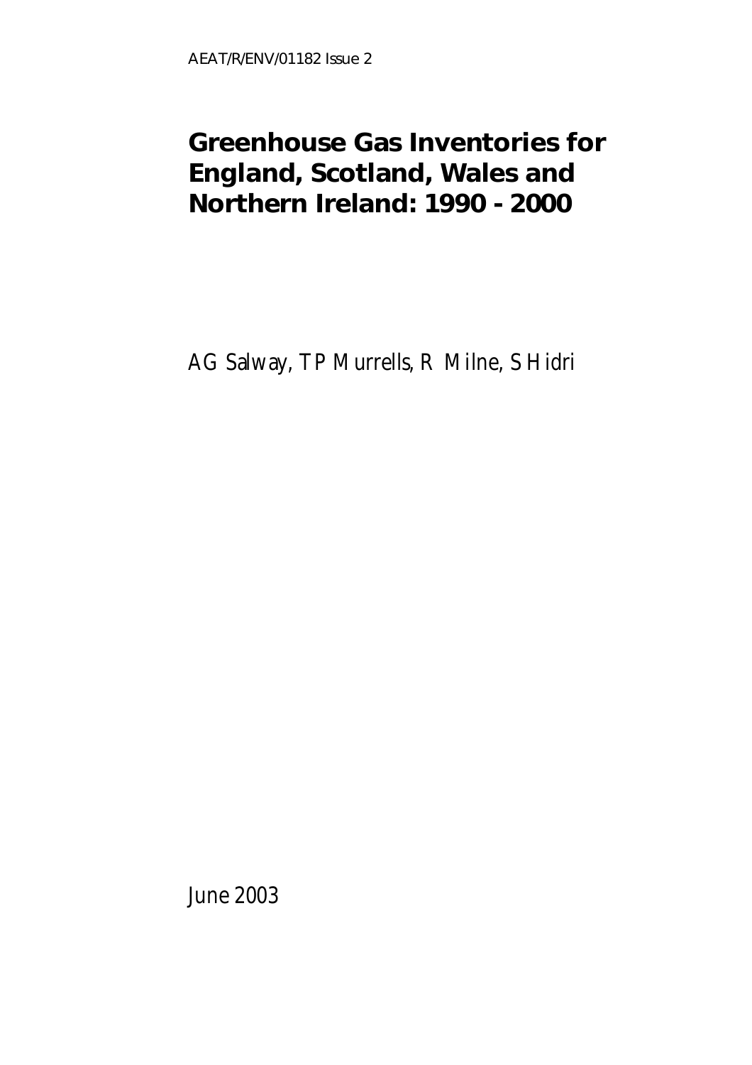AEAT/R/ENV/01182 Issue 2

# Greenhouse Gas Inventories for England, Scotland, Wales and Northern Ireland: 1990 - 2000

AG Salway, TP Murrells, R Milne, S Hidri

June 2003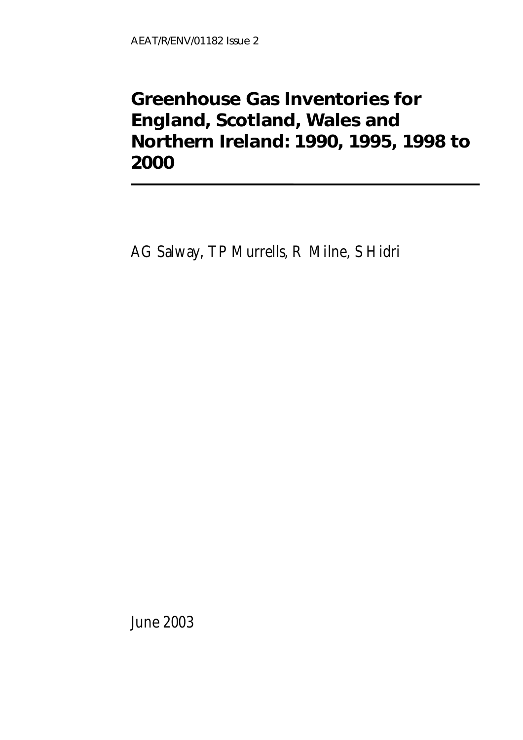AEAT/R/ENV/01182 Issue 2

# Greenhouse Gas Inventories for England, Scotland, Wales and Northern Ireland: 1990, 1995, 1998 to 2000

AG Salway, TP Murrells, R Milne, S Hidri

June 2003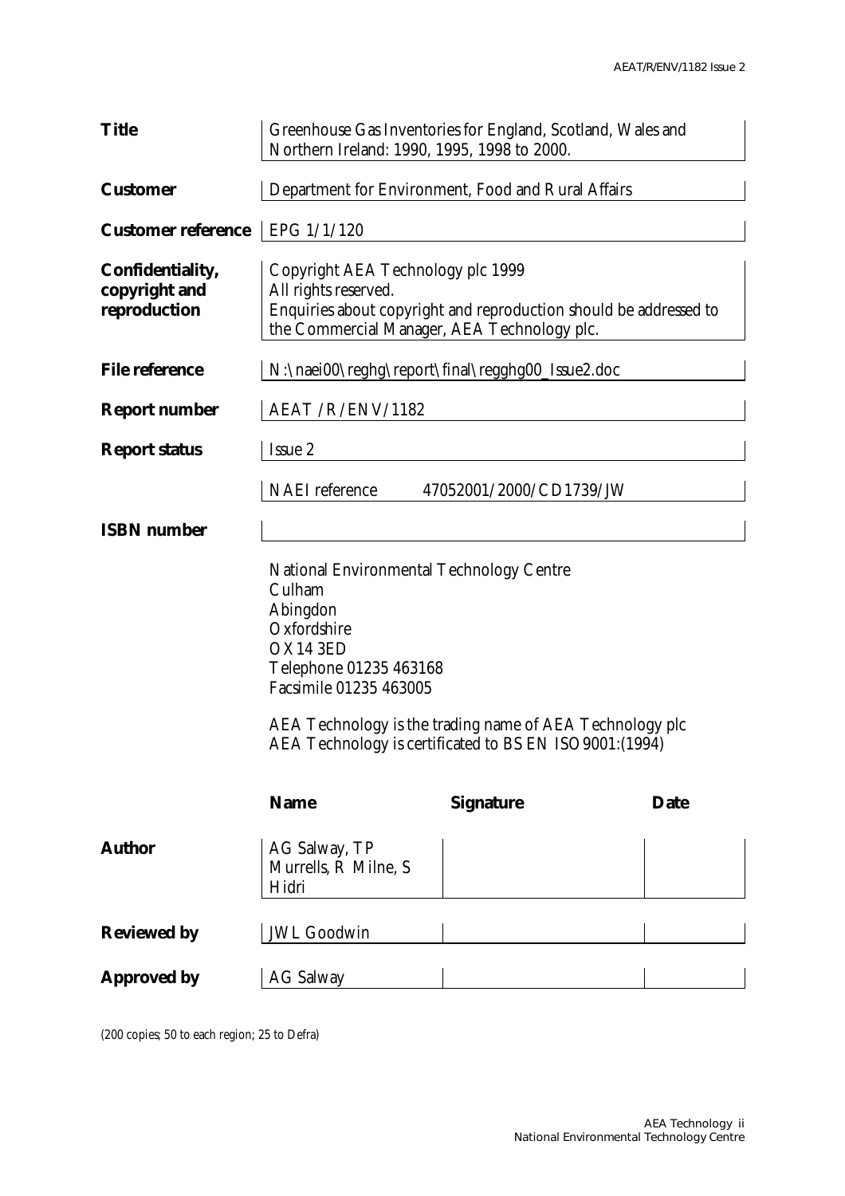| | |
|---|---|
| **Title** | Greenhouse Gas Inventories for England, Scotland, Wales and Northern Ireland: 1990, 1995, 1998 to 2000. |
| **Customer** | Department for Environment, Food and Rural Affairs |
| **Customer reference** | EPG 1/1/120 |
| **Confidentiality, copyright and reproduction** | Copyright AEA Technology plc 1999<br>All rights reserved.<br>Enquiries about copyright and reproduction should be addressed to the Commercial Manager, AEA Technology plc. |
| **File reference** | N:\naei00\reghg\report\final\regghg00_Issue2.doc |
| **Report number** | AEAT /R/ENV/1182 |
| **Report status** | Issue 2 |
| | NAEI reference 47052001/2000/CD1739/JW |
| **ISBN number** | |

National Environmental Technology Centre
Culham
Abingdon
Oxfordshire
OX14 3ED
Telephone 01235 463168
Facsimile 01235 463005

AEA Technology is the trading name of AEA Technology plc
AEA Technology is certificated to BS EN ISO9001:(1994)

| | Name | Signature | Date |
|---|---|---|---|
| **Author** | AG Salway, TP Murrells, R Milne, S Hidri | | |
| **Reviewed by** | JWL Goodwin | | |
| **Approved by** | AG Salway | | |

(200 copies; 50 to each region; 25 to Defra)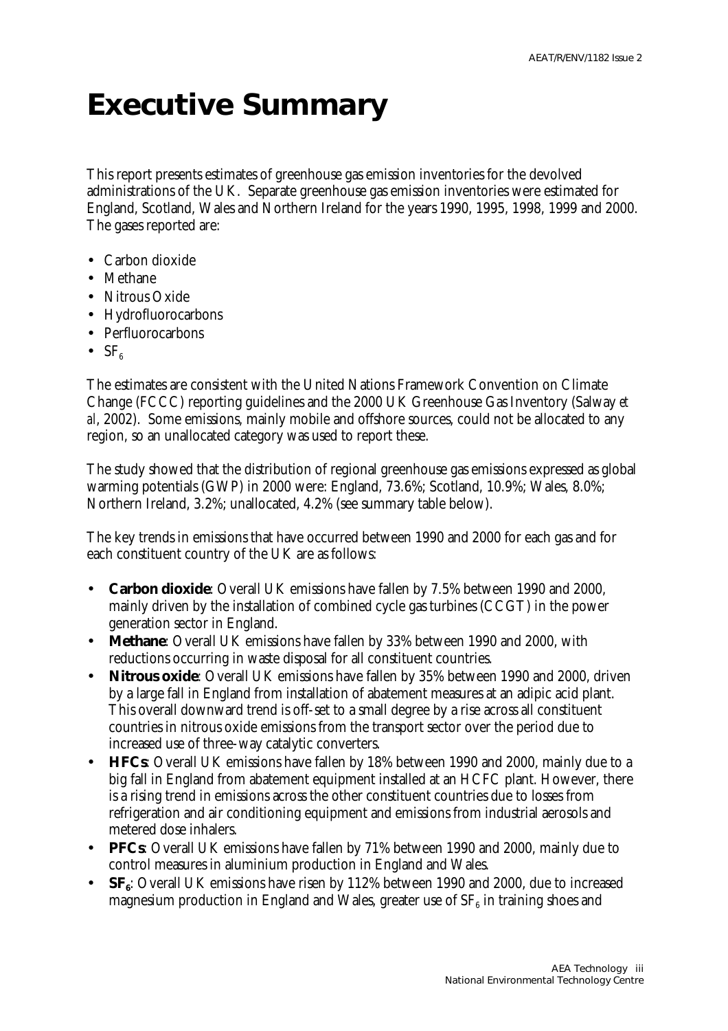# Executive Summary

This report presents estimates of greenhouse gas emission inventories for the devolved administrations of the UK. Separate greenhouse gas emission inventories were estimated for England, Scotland, Wales and Northern Ireland for the years 1990, 1995, 1998, 1999 and 2000. The gases reported are:

- Carbon dioxide
- Methane
- Nitrous Oxide
- Hydrofluorocarbons
- Perfluorocarbons
- $SF_6$

The estimates are consistent with the United Nations Framework Convention on Climate Change (FCCC) reporting guidelines and the 2000 UK Greenhouse Gas Inventory (Salway *et al*, 2002). Some emissions, mainly mobile and offshore sources, could not be allocated to any region, so an unallocated category was used to report these.

The study showed that the distribution of regional greenhouse gas emissions expressed as global warming potentials (GWP) in 2000 were: England, 73.6%; Scotland, 10.9%; Wales, 8.0%; Northern Ireland, 3.2%; unallocated, 4.2% (see summary table below).

The key trends in emissions that have occurred between 1990 and 2000 for each gas and for each constituent country of the UK are as follows:

- **Carbon dioxide**: Overall UK emissions have fallen by 7.5% between 1990 and 2000, mainly driven by the installation of combined cycle gas turbines (CCGT) in the power generation sector in England.
- **Methane**: Overall UK emissions have fallen by 33% between 1990 and 2000, with reductions occurring in waste disposal for all constituent countries.
- **Nitrous oxide**: Overall UK emissions have fallen by 35% between 1990 and 2000, driven by a large fall in England from installation of abatement measures at an adipic acid plant. This overall downward trend is off-set to a small degree by a rise across all constituent countries in nitrous oxide emissions from the transport sector over the period due to increased use of three-way catalytic converters.
- **HFCs**: Overall UK emissions have fallen by 18% between 1990 and 2000, mainly due to a big fall in England from abatement equipment installed at an HCFC plant. However, there is a rising trend in emissions across the other constituent countries due to losses from refrigeration and air conditioning equipment and emissions from industrial aerosols and metered dose inhalers.
- **PFCs**: Overall UK emissions have fallen by 71% between 1990 and 2000, mainly due to control measures in aluminium production in England and Wales.
- **$SF_6$**: Overall UK emissions have risen by 112% between 1990 and 2000, due to increased magnesium production in England and Wales, greater use of $SF_6$ in training shoes and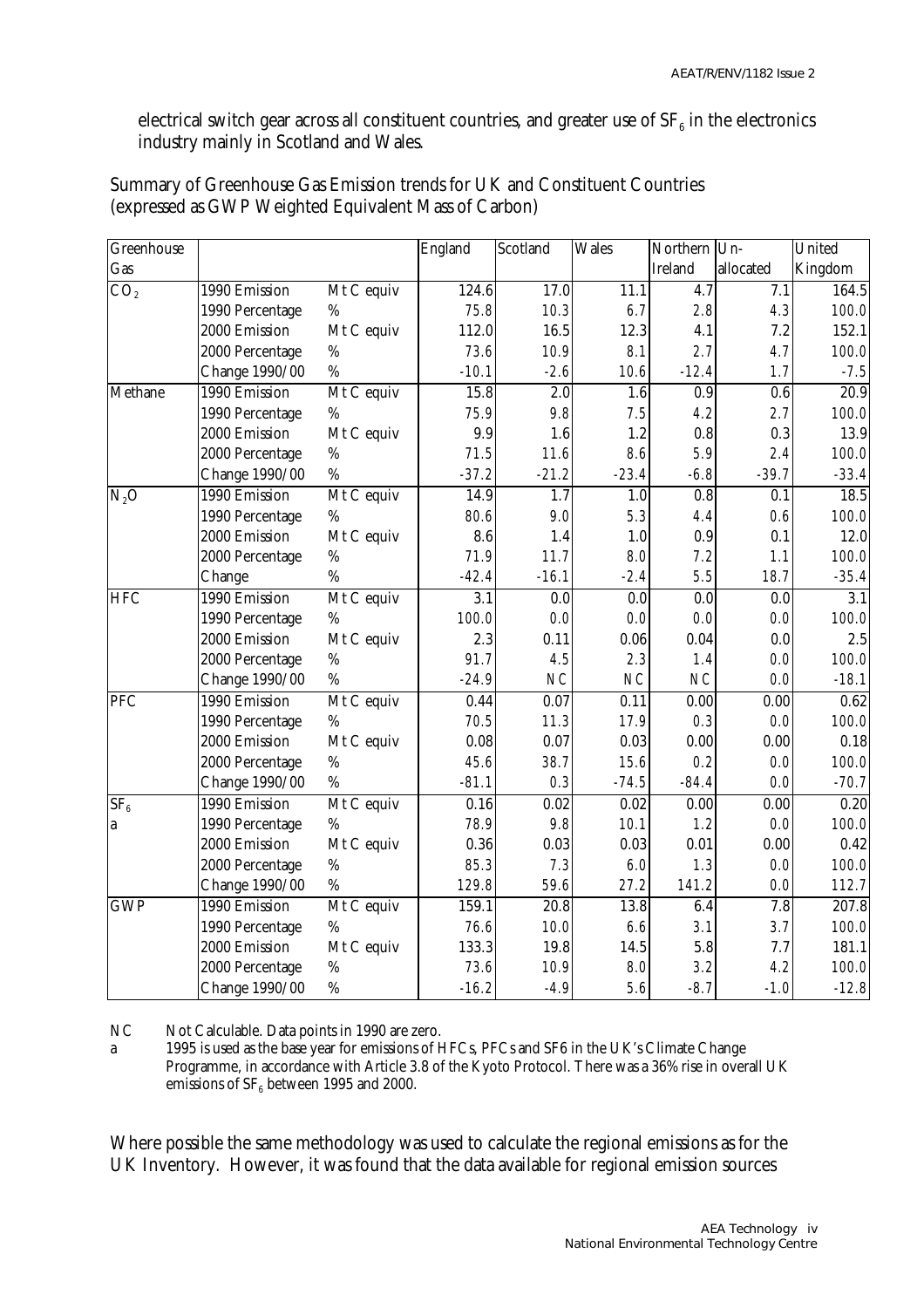electrical switch gear across all constituent countries, and greater use of $SF_6$ in the electronics industry mainly in Scotland and Wales.

Summary of Greenhouse Gas Emission trends for UK and Constituent Countries (expressed as GWP Weighted Equivalent Mass of Carbon)

| Greenhouse Gas | | | England | Scotland | Wales | Northern Ireland | Un-allocated | United Kingdom |
|---|---|---|---|---|---|---|---|---|
| $CO_2$ | 1990 Emission | Mt C equiv | 124.6 | 17.0 | 11.1 | 4.7 | 7.1 | 164.5 |
| | 1990 Percentage | % | 75.8 | 10.3 | 6.7 | 2.8 | 4.3 | 100.0 |
| | 2000 Emission | Mt C equiv | 112.0 | 16.5 | 12.3 | 4.1 | 7.2 | 152.1 |
| | 2000 Percentage | % | 73.6 | 10.9 | 8.1 | 2.7 | 4.7 | 100.0 |
| | Change 1990/00 | % | -10.1 | -2.6 | 10.6 | -12.4 | 1.7 | -7.5 |
| Methane | 1990 Emission | Mt C equiv | 15.8 | 2.0 | 1.6 | 0.9 | 0.6 | 20.9 |
| | 1990 Percentage | % | 75.9 | 9.8 | 7.5 | 4.2 | 2.7 | 100.0 |
| | 2000 Emission | Mt C equiv | 9.9 | 1.6 | 1.2 | 0.8 | 0.3 | 13.9 |
| | 2000 Percentage | % | 71.5 | 11.6 | 8.6 | 5.9 | 2.4 | 100.0 |
| | Change 1990/00 | % | -37.2 | -21.2 | -23.4 | -6.8 | -39.7 | -33.4 |
| $N_2O$ | 1990 Emission | Mt C equiv | 14.9 | 1.7 | 1.0 | 0.8 | 0.1 | 18.5 |
| | 1990 Percentage | % | 80.6 | 9.0 | 5.3 | 4.4 | 0.6 | 100.0 |
| | 2000 Emission | Mt C equiv | 8.6 | 1.4 | 1.0 | 0.9 | 0.1 | 12.0 |
| | 2000 Percentage | % | 71.9 | 11.7 | 8.0 | 7.2 | 1.1 | 100.0 |
| | Change | % | -42.4 | -16.1 | -2.4 | 5.5 | 18.7 | -35.4 |
| HFC | 1990 Emission | Mt C equiv | 3.1 | 0.0 | 0.0 | 0.0 | 0.0 | 3.1 |
| | 1990 Percentage | % | 100.0 | 0.0 | 0.0 | 0.0 | 0.0 | 100.0 |
| | 2000 Emission | Mt C equiv | 2.3 | 0.11 | 0.06 | 0.04 | 0.0 | 2.5 |
| | 2000 Percentage | % | 91.7 | 4.5 | 2.3 | 1.4 | 0.0 | 100.0 |
| | Change 1990/00 | % | -24.9 | NC | NC | NC | 0.0 | -18.1 |
| PFC | 1990 Emission | Mt C equiv | 0.44 | 0.07 | 0.11 | 0.00 | 0.00 | 0.62 |
| | 1990 Percentage | % | 70.5 | 11.3 | 17.9 | 0.3 | 0.0 | 100.0 |
| | 2000 Emission | Mt C equiv | 0.08 | 0.07 | 0.03 | 0.00 | 0.00 | 0.18 |
| | 2000 Percentage | % | 45.6 | 38.7 | 15.6 | 0.2 | 0.0 | 100.0 |
| | Change 1990/00 | % | -81.1 | 0.3 | -74.5 | -84.4 | 0.0 | -70.7 |
| $SF_6$ a | 1990 Emission | Mt C equiv | 0.16 | 0.02 | 0.02 | 0.00 | 0.00 | 0.20 |
| | 1990 Percentage | % | 78.9 | 9.8 | 10.1 | 1.2 | 0.0 | 100.0 |
| | 2000 Emission | Mt C equiv | 0.36 | 0.03 | 0.03 | 0.01 | 0.00 | 0.42 |
| | 2000 Percentage | % | 85.3 | 7.3 | 6.0 | 1.3 | 0.0 | 100.0 |
| | Change 1990/00 | % | 129.8 | 59.6 | 27.2 | 141.2 | 0.0 | 112.7 |
| GWP | 1990 Emission | Mt C equiv | 159.1 | 20.8 | 13.8 | 6.4 | 7.8 | 207.8 |
| | 1990 Percentage | % | 76.6 | 10.0 | 6.6 | 3.1 | 3.7 | 100.0 |
| | 2000 Emission | Mt C equiv | 133.3 | 19.8 | 14.5 | 5.8 | 7.7 | 181.1 |
| | 2000 Percentage | % | 73.6 | 10.9 | 8.0 | 3.2 | 4.2 | 100.0 |
| | Change 1990/00 | % | -16.2 | -4.9 | 5.6 | -8.7 | -1.0 | -12.8 |

NC Not Calculable. Data points in 1990 are zero.

a 1995 is used as the base year for emissions of HFCs, PFCs and SF6 in the UK's Climate Change Programme, in accordance with Article 3.8 of the Kyoto Protocol. There was a 36% rise in overall UK emissions of $SF_6$ between 1995 and 2000.

Where possible the same methodology was used to calculate the regional emissions as for the UK Inventory. However, it was found that the data available for regional emission sources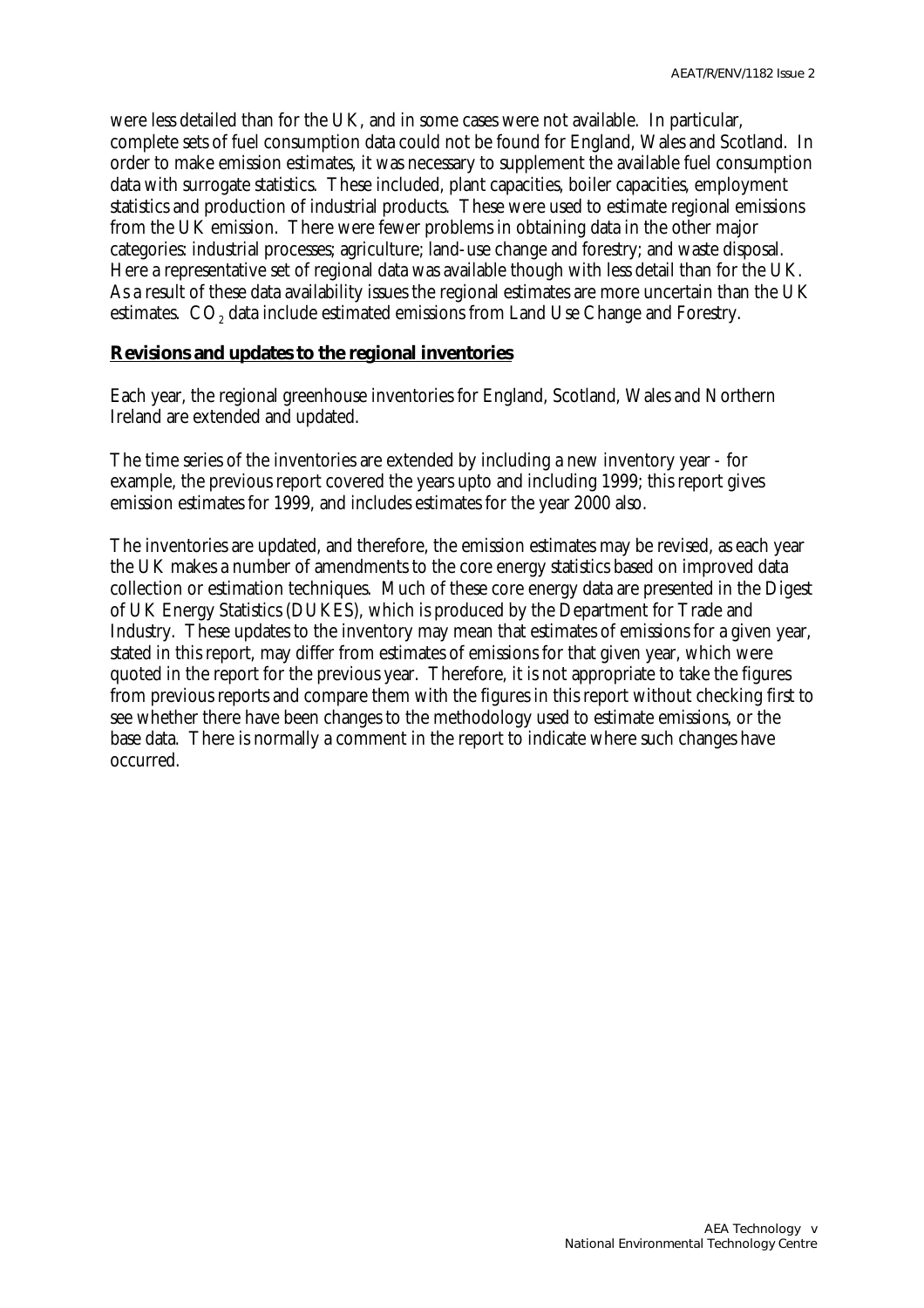were less detailed than for the UK, and in some cases were not available. In particular, complete sets of fuel consumption data could not be found for England, Wales and Scotland. In order to make emission estimates, it was necessary to supplement the available fuel consumption data with surrogate statistics. These included, plant capacities, boiler capacities, employment statistics and production of industrial products. These were used to estimate regional emissions from the UK emission. There were fewer problems in obtaining data in the other major categories: industrial processes; agriculture; land-use change and forestry; and waste disposal. Here a representative set of regional data was available though with less detail than for the UK. As a result of these data availability issues the regional estimates are more uncertain than the UK estimates. $CO_2$ data include estimated emissions from Land Use Change and Forestry.

## Revisions and updates to the regional inventories

Each year, the regional greenhouse inventories for England, Scotland, Wales and Northern Ireland are extended and updated.

The time series of the inventories are extended by including a new inventory year - for example, the previous report covered the years upto and including 1999; this report gives emission estimates for 1999, and includes estimates for the year 2000 also.

The inventories are updated, and therefore, the emission estimates may be revised, as each year the UK makes a number of amendments to the core energy statistics based on improved data collection or estimation techniques. Much of these core energy data are presented in the Digest of UK Energy Statistics (DUKES), which is produced by the Department for Trade and Industry. These updates to the inventory may mean that estimates of emissions for a given year, stated in this report, may differ from estimates of emissions for that given year, which were quoted in the report for the previous year. Therefore, it is not appropriate to take the figures from previous reports and compare them with the figures in this report without checking first to see whether there have been changes to the methodology used to estimate emissions, or the base data. There is normally a comment in the report to indicate where such changes have occurred.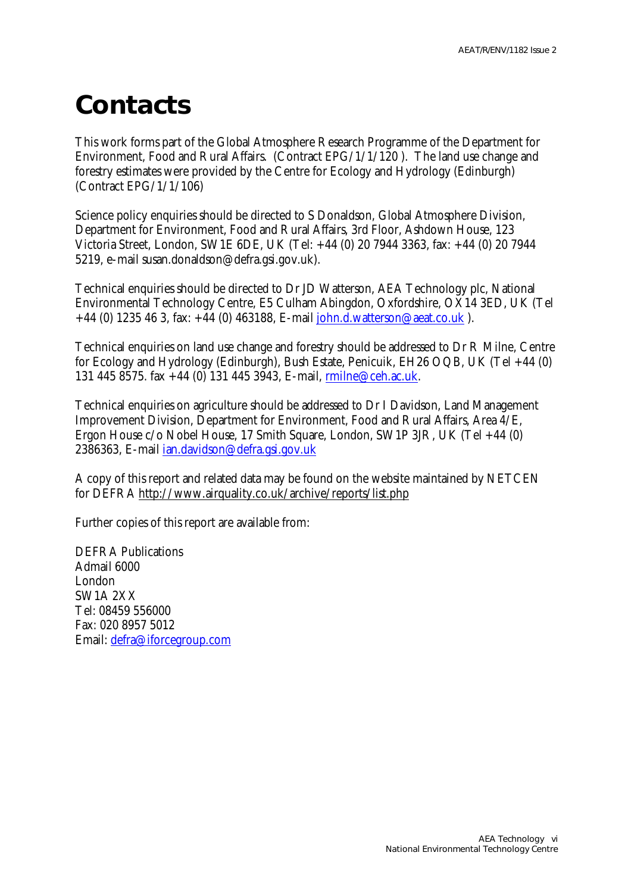# Contacts

This work forms part of the Global Atmosphere Research Programme of the Department for Environment, Food and Rural Affairs. (Contract EPG/1/1/120 ). The land use change and forestry estimates were provided by the Centre for Ecology and Hydrology (Edinburgh) (Contract EPG/1/1/106)

Science policy enquiries should be directed to S Donaldson, Global Atmosphere Division, Department for Environment, Food and Rural Affairs, 3rd Floor, Ashdown House, 123 Victoria Street, London, SW1E 6DE, UK (Tel: +44 (0) 20 7944 3363, fax: +44 (0) 20 7944 5219, e-mail susan.donaldson@defra.gsi.gov.uk).

Technical enquiries should be directed to Dr JD Watterson, AEA Technology plc, National Environmental Technology Centre, E5 Culham Abingdon, Oxfordshire, OX14 3ED, UK (Tel +44 (0) 1235 46 3, fax: +44 (0) 463188, E-mail john.d.watterson@aeat.co.uk ).

Technical enquiries on land use change and forestry should be addressed to Dr R Milne, Centre for Ecology and Hydrology (Edinburgh), Bush Estate, Penicuik, EH26 OQB, UK (Tel +44 (0) 131 445 8575. fax +44 (0) 131 445 3943, E-mail, rmilne@ceh.ac.uk.

Technical enquiries on agriculture should be addressed to Dr I Davidson, Land Management Improvement Division, Department for Environment, Food and Rural Affairs, Area 4/E, Ergon House c/o Nobel House, 17 Smith Square, London, SW1P 3JR, UK (Tel +44 (0) 2386363, E-mail ian.davidson@defra.gsi.gov.uk

A copy of this report and related data may be found on the website maintained by NETCEN for DEFRA http://www.airquality.co.uk/archive/reports/list.php

Further copies of this report are available from:

DEFRA Publications  
Admail 6000  
London  
SW1A 2XX  
Tel: 08459 556000  
Fax: 020 8957 5012  
Email: defra@iforcegroup.com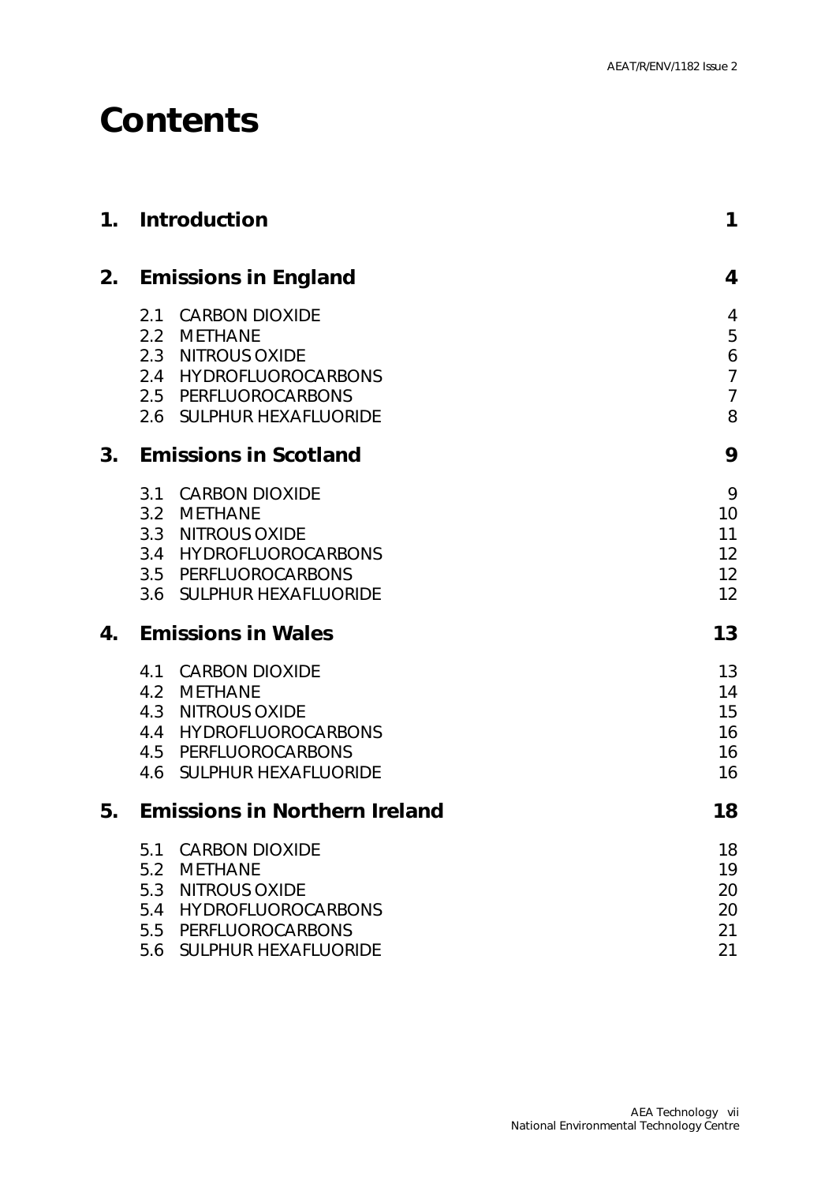# Contents

| | | |
|---|---|---|
| **1.** | **Introduction** | **1** |
| **2.** | **Emissions in England** | **4** |
| | 2.1 CARBON DIOXIDE | 4 |
| | 2.2 METHANE | 5 |
| | 2.3 NITROUS OXIDE | 6 |
| | 2.4 HYDROFLUOROCARBONS | 7 |
| | 2.5 PERFLUOROCARBONS | 7 |
| | 2.6 SULPHUR HEXAFLUORIDE | 8 |
| **3.** | **Emissions in Scotland** | **9** |
| | 3.1 CARBON DIOXIDE | 9 |
| | 3.2 METHANE | 10 |
| | 3.3 NITROUS OXIDE | 11 |
| | 3.4 HYDROFLUOROCARBONS | 12 |
| | 3.5 PERFLUOROCARBONS | 12 |
| | 3.6 SULPHUR HEXAFLUORIDE | 12 |
| **4.** | **Emissions in Wales** | **13** |
| | 4.1 CARBON DIOXIDE | 13 |
| | 4.2 METHANE | 14 |
| | 4.3 NITROUS OXIDE | 15 |
| | 4.4 HYDROFLUOROCARBONS | 16 |
| | 4.5 PERFLUOROCARBONS | 16 |
| | 4.6 SULPHUR HEXAFLUORIDE | 16 |
| **5.** | **Emissions in Northern Ireland** | **18** |
| | 5.1 CARBON DIOXIDE | 18 |
| | 5.2 METHANE | 19 |
| | 5.3 NITROUS OXIDE | 20 |
| | 5.4 HYDROFLUOROCARBONS | 20 |
| | 5.5 PERFLUOROCARBONS | 21 |
| | 5.6 SULPHUR HEXAFLUORIDE | 21 |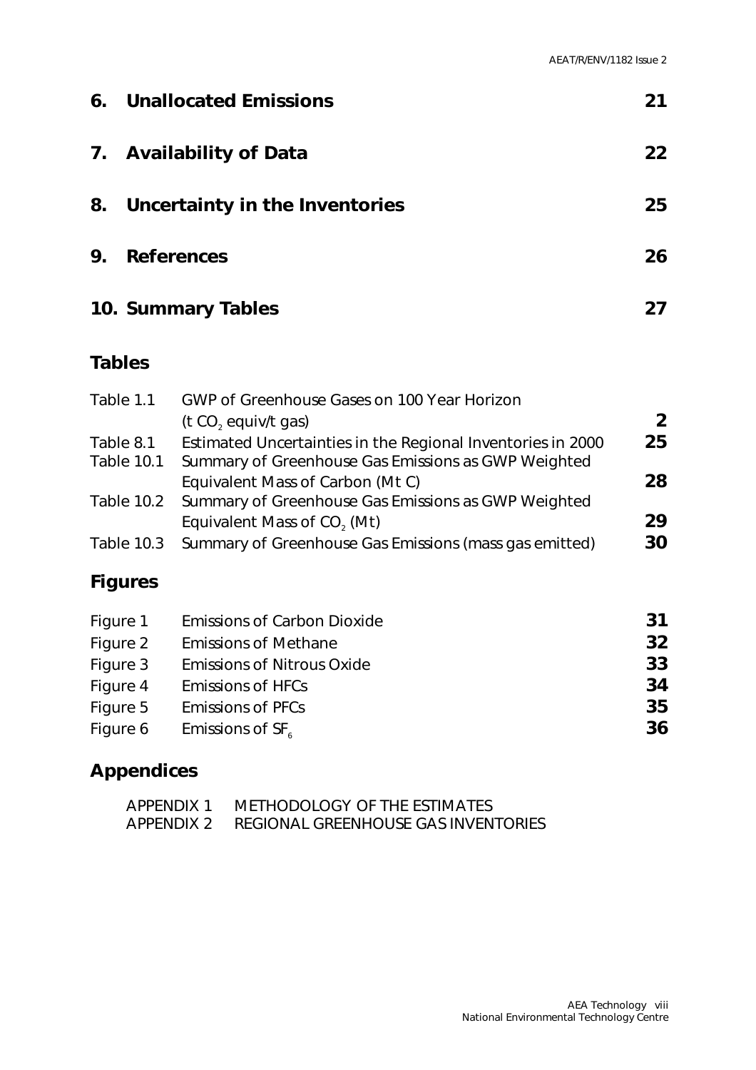**6. Unallocated Emissions** **21**

**7. Availability of Data** **22**

**8. Uncertainty in the Inventories** **25**

**9. References** **26**

**10. Summary Tables** **27**

## Tables

| | | |
|---|---|---|
| Table 1.1 | GWP of Greenhouse Gases on 100 Year Horizon ($t\ CO_2$ equiv/t gas) | **2** |
| Table 8.1 | Estimated Uncertainties in the Regional Inventories in 2000 | **25** |
| Table 10.1 | Summary of Greenhouse Gas Emissions as GWP Weighted Equivalent Mass of Carbon (Mt C) | **28** |
| Table 10.2 | Summary of Greenhouse Gas Emissions as GWP Weighted Equivalent Mass of $CO_2$ (Mt) | **29** |
| Table 10.3 | Summary of Greenhouse Gas Emissions (mass gas emitted) | **30** |

## Figures

| | | |
|---|---|---|
| Figure 1 | Emissions of Carbon Dioxide | **31** |
| Figure 2 | Emissions of Methane | **32** |
| Figure 3 | Emissions of Nitrous Oxide | **33** |
| Figure 4 | Emissions of HFCs | **34** |
| Figure 5 | Emissions of PFCs | **35** |
| Figure 6 | Emissions of $SF_6$ | **36** |

## Appendices

APPENDIX 1 METHODOLOGY OF THE ESTIMATES
APPENDIX 2 REGIONAL GREENHOUSE GAS INVENTORIES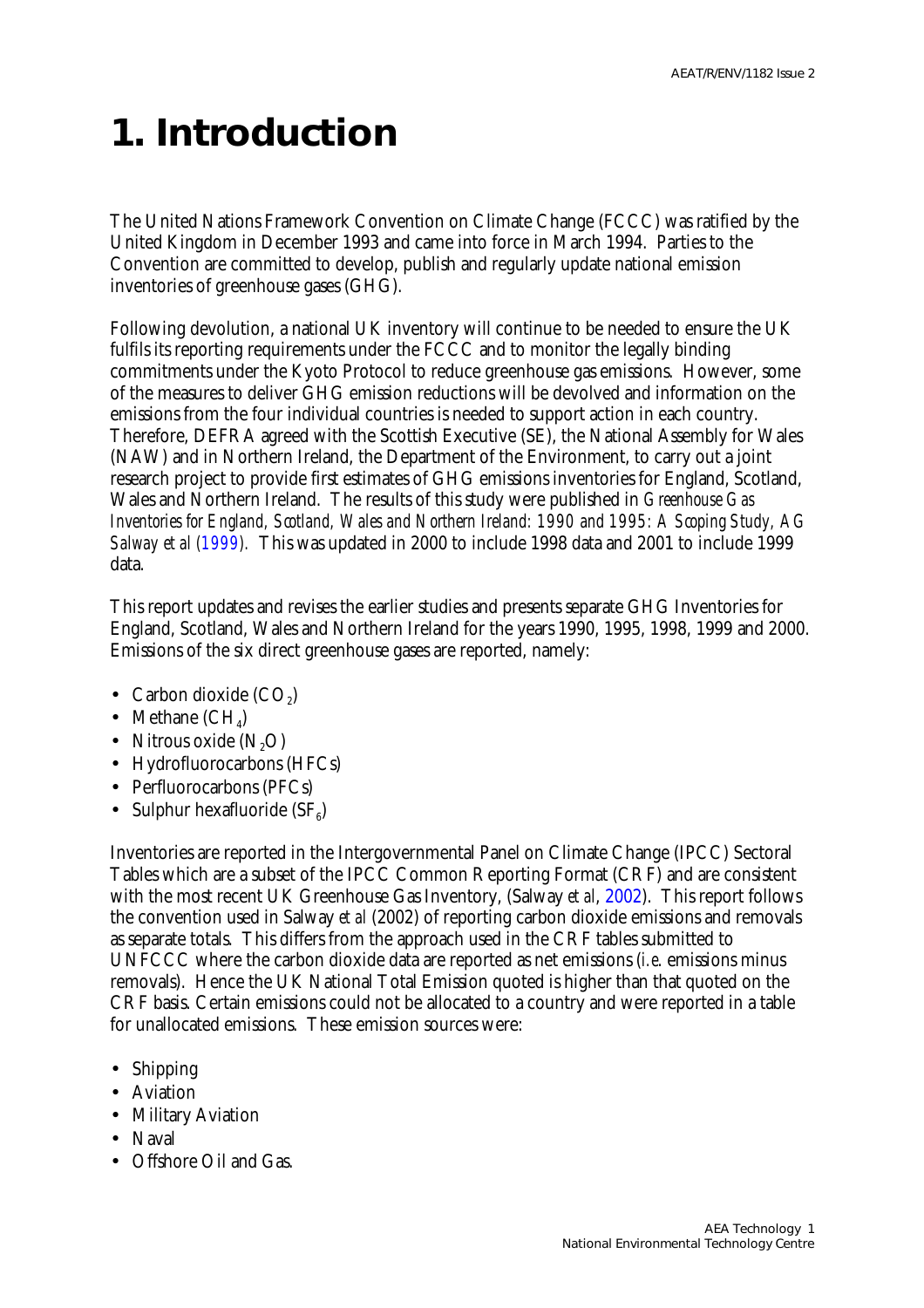# 1. Introduction

The United Nations Framework Convention on Climate Change (FCCC) was ratified by the United Kingdom in December 1993 and came into force in March 1994. Parties to the Convention are committed to develop, publish and regularly update national emission inventories of greenhouse gases (GHG).

Following devolution, a national UK inventory will continue to be needed to ensure the UK fulfils its reporting requirements under the FCCC and to monitor the legally binding commitments under the Kyoto Protocol to reduce greenhouse gas emissions. However, some of the measures to deliver GHG emission reductions will be devolved and information on the emissions from the four individual countries is needed to support action in each country. Therefore, DEFRA agreed with the Scottish Executive (SE), the National Assembly for Wales (NAW) and in Northern Ireland, the Department of the Environment, to carry out a joint research project to provide first estimates of GHG emissions inventories for England, Scotland, Wales and Northern Ireland. The results of this study were published in *Greenhouse Gas Inventories for England, Scotland, Wales and Northern Ireland: 1990 and 1995: A Scoping Study, AG Salway et al (1999).* This was updated in 2000 to include 1998 data and 2001 to include 1999 data.

This report updates and revises the earlier studies and presents separate GHG Inventories for England, Scotland, Wales and Northern Ireland for the years 1990, 1995, 1998, 1999 and 2000. Emissions of the six direct greenhouse gases are reported, namely:

- Carbon dioxide ($CO_2$)
- Methane ($CH_4$)
- Nitrous oxide ($N_2O$)
- Hydrofluorocarbons (HFCs)
- Perfluorocarbons (PFCs)
- Sulphur hexafluoride ($SF_6$)

Inventories are reported in the Intergovernmental Panel on Climate Change (IPCC) Sectoral Tables which are a subset of the IPCC Common Reporting Format (CRF) and are consistent with the most recent UK Greenhouse Gas Inventory, (Salway *et al*, 2002). This report follows the convention used in Salway *et al* (2002) of reporting carbon dioxide emissions and removals as separate totals. This differs from the approach used in the CRF tables submitted to UNFCCC where the carbon dioxide data are reported as net emissions (*i.e.* emissions minus removals). Hence the UK National Total Emission quoted is higher than that quoted on the CRF basis. Certain emissions could not be allocated to a country and were reported in a table for unallocated emissions. These emission sources were:

- Shipping
- Aviation
- Military Aviation
- Naval
- Offshore Oil and Gas.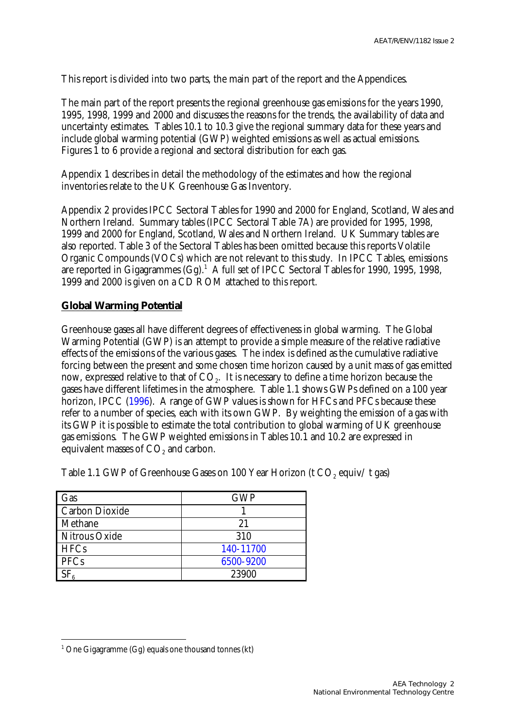This report is divided into two parts, the main part of the report and the Appendices.

The main part of the report presents the regional greenhouse gas emissions for the years 1990, 1995, 1998, 1999 and 2000 and discusses the reasons for the trends, the availability of data and uncertainty estimates. Tables 10.1 to 10.3 give the regional summary data for these years and include global warming potential (GWP) weighted emissions as well as actual emissions. Figures 1 to 6 provide a regional and sectoral distribution for each gas.

Appendix 1 describes in detail the methodology of the estimates and how the regional inventories relate to the UK Greenhouse Gas Inventory.

Appendix 2 provides IPCC Sectoral Tables for 1990 and 2000 for England, Scotland, Wales and Northern Ireland. Summary tables (IPCC Sectoral Table 7A) are provided for 1995, 1998, 1999 and 2000 for England, Scotland, Wales and Northern Ireland. UK Summary tables are also reported. Table 3 of the Sectoral Tables has been omitted because this reports Volatile Organic Compounds (VOCs) which are not relevant to this study. In IPCC Tables, emissions are reported in Gigagrammes (Gg).[1] A full set of IPCC Sectoral Tables for 1990, 1995, 1998, 1999 and 2000 is given on a CD ROM attached to this report.

## Global Warming Potential

Greenhouse gases all have different degrees of effectiveness in global warming. The Global Warming Potential (GWP) is an attempt to provide a simple measure of the relative radiative effects of the emissions of the various gases. The index is defined as the cumulative radiative forcing between the present and some chosen time horizon caused by a unit mass of gas emitted now, expressed relative to that of $CO_2$. It is necessary to define a time horizon because the gases have different lifetimes in the atmosphere. Table 1.1 shows GWPs defined on a 100 year horizon, IPCC (1996). A range of GWP values is shown for HFCs and PFCs because these refer to a number of species, each with its own GWP. By weighting the emission of a gas with its GWP it is possible to estimate the total contribution to global warming of UK greenhouse gas emissions. The GWP weighted emissions in Tables 10.1 and 10.2 are expressed in equivalent masses of $CO_2$ and carbon.

Table 1.1 GWP of Greenhouse Gases on 100 Year Horizon (t $CO_2$ equiv/ t gas)

| Gas | GWP |
|---|---|
| Carbon Dioxide | 1 |
| Methane | 21 |
| Nitrous Oxide | 310 |
| HFCs | 140-11700 |
| PFCs | 6500-9200 |
| $SF_6$ | 23900 |

[1] One Gigagramme (Gg) equals one thousand tonnes (kt)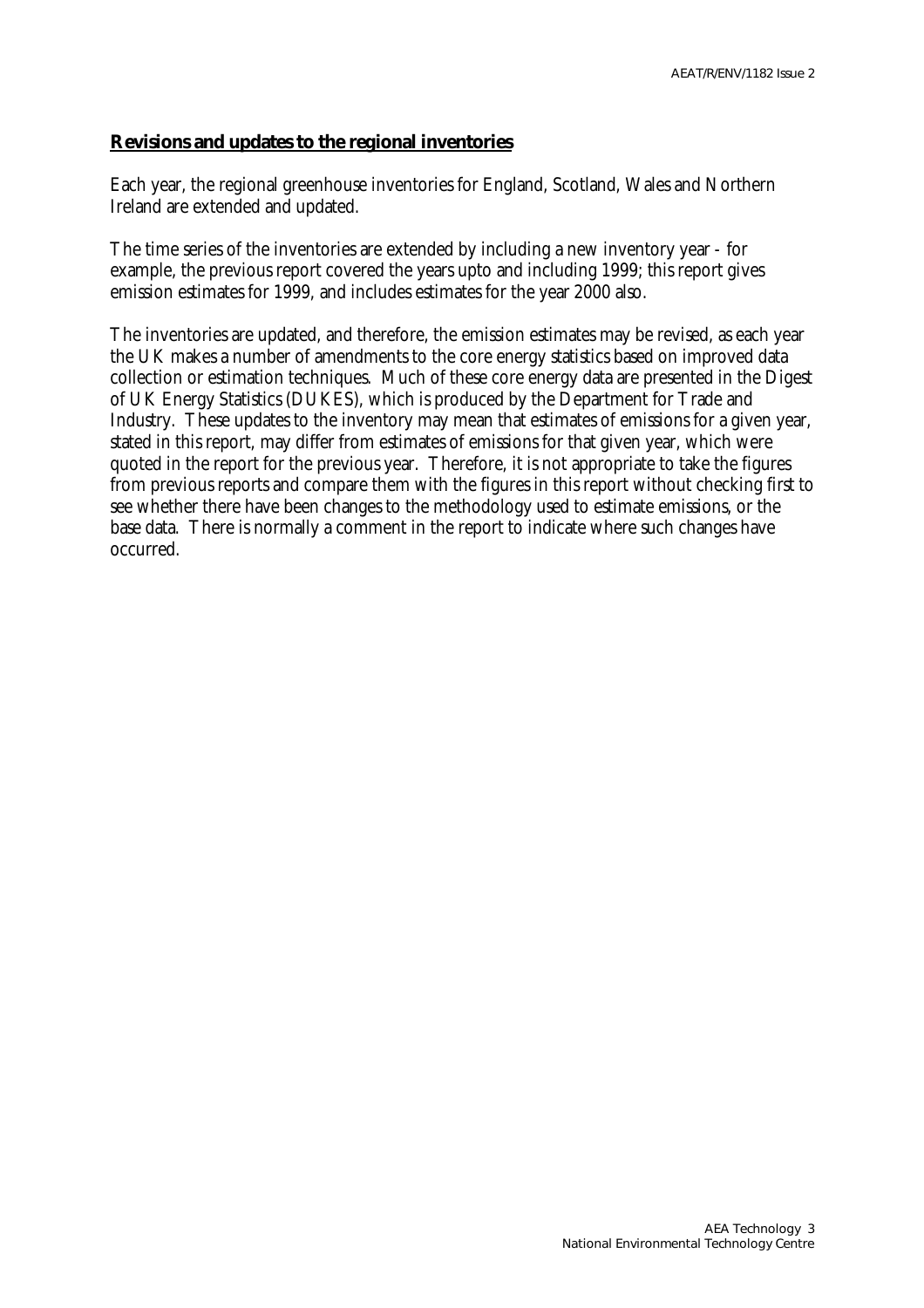## Revisions and updates to the regional inventories

Each year, the regional greenhouse inventories for England, Scotland, Wales and Northern Ireland are extended and updated.

The time series of the inventories are extended by including a new inventory year - for example, the previous report covered the years upto and including 1999; this report gives emission estimates for 1999, and includes estimates for the year 2000 also.

The inventories are updated, and therefore, the emission estimates may be revised, as each year the UK makes a number of amendments to the core energy statistics based on improved data collection or estimation techniques. Much of these core energy data are presented in the Digest of UK Energy Statistics (DUKES), which is produced by the Department for Trade and Industry. These updates to the inventory may mean that estimates of emissions for a given year, stated in this report, may differ from estimates of emissions for that given year, which were quoted in the report for the previous year. Therefore, it is not appropriate to take the figures from previous reports and compare them with the figures in this report without checking first to see whether there have been changes to the methodology used to estimate emissions, or the base data. There is normally a comment in the report to indicate where such changes have occurred.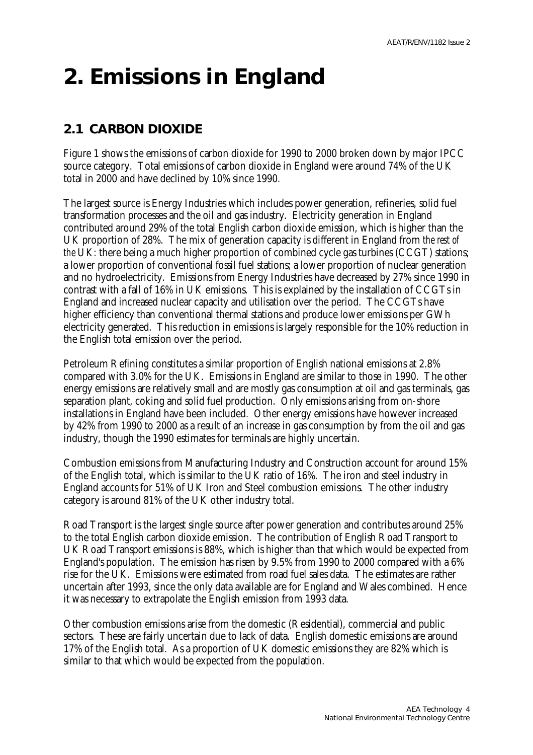# 2. Emissions in England

## 2.1 CARBON DIOXIDE

Figure 1 shows the emissions of carbon dioxide for 1990 to 2000 broken down by major IPCC source category. Total emissions of carbon dioxide in England were around 74% of the UK total in 2000 and have declined by 10% since 1990.

The largest source is Energy Industries which includes power generation, refineries, solid fuel transformation processes and the oil and gas industry. Electricity generation in England contributed around 29% of the total English carbon dioxide emission, which is higher than the UK proportion of 28%. The mix of generation capacity is different in England from the rest of the UK: there being a much higher proportion of combined cycle gas turbines (CCGT) stations; a lower proportion of conventional fossil fuel stations; a lower proportion of nuclear generation and no hydroelectricity. Emissions from Energy Industries have decreased by 27% since 1990 in contrast with a fall of 16% in UK emissions. This is explained by the installation of CCGTs in England and increased nuclear capacity and utilisation over the period. The CCGTs have higher efficiency than conventional thermal stations and produce lower emissions per GWh electricity generated. This reduction in emissions is largely responsible for the 10% reduction in the English total emission over the period.

Petroleum Refining constitutes a similar proportion of English national emissions at 2.8% compared with 3.0% for the UK. Emissions in England are similar to those in 1990. The other energy emissions are relatively small and are mostly gas consumption at oil and gas terminals, gas separation plant, coking and solid fuel production. Only emissions arising from on-shore installations in England have been included. Other energy emissions have however increased by 42% from 1990 to 2000 as a result of an increase in gas consumption by from the oil and gas industry, though the 1990 estimates for terminals are highly uncertain.

Combustion emissions from Manufacturing Industry and Construction account for around 15% of the English total, which is similar to the UK ratio of 16%. The iron and steel industry in England accounts for 51% of UK Iron and Steel combustion emissions. The other industry category is around 81% of the UK other industry total.

Road Transport is the largest single source after power generation and contributes around 25% to the total English carbon dioxide emission. The contribution of English Road Transport to UK Road Transport emissions is 88%, which is higher than that which would be expected from England's population. The emission has risen by 9.5% from 1990 to 2000 compared with a 6% rise for the UK. Emissions were estimated from road fuel sales data. The estimates are rather uncertain after 1993, since the only data available are for England and Wales combined. Hence it was necessary to extrapolate the English emission from 1993 data.

Other combustion emissions arise from the domestic (Residential), commercial and public sectors. These are fairly uncertain due to lack of data. English domestic emissions are around 17% of the English total. As a proportion of UK domestic emissions they are 82% which is similar to that which would be expected from the population.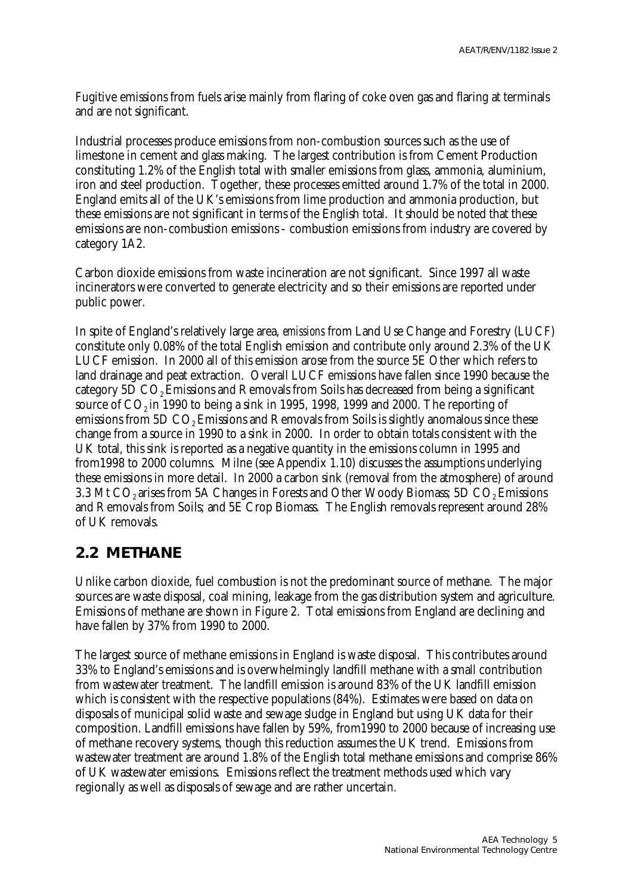Fugitive emissions from fuels arise mainly from flaring of coke oven gas and flaring at terminals and are not significant.

Industrial processes produce emissions from non-combustion sources such as the use of limestone in cement and glass making. The largest contribution is from Cement Production constituting 1.2% of the English total with smaller emissions from glass, ammonia, aluminium, iron and steel production. Together, these processes emitted around 1.7% of the total in 2000. England emits all of the UK's emissions from lime production and ammonia production, but these emissions are not significant in terms of the English total. It should be noted that these emissions are non-combustion emissions - combustion emissions from industry are covered by category 1A2.

Carbon dioxide emissions from waste incineration are not significant. Since 1997 all waste incinerators were converted to generate electricity and so their emissions are reported under public power.

In spite of England's relatively large area, *emissions* from Land Use Change and Forestry (LUCF) constitute only 0.08% of the total English emission and contribute only around 2.3% of the UK LUCF emission. In 2000 all of this emission arose from the source 5E Other which refers to land drainage and peat extraction. Overall LUCF emissions have fallen since 1990 because the category 5D $CO_2$ Emissions and Removals from Soils has decreased from being a significant source of $CO_2$ in 1990 to being a sink in 1995, 1998, 1999 and 2000. The reporting of emissions from 5D $CO_2$ Emissions and Removals from Soils is slightly anomalous since these change from a source in 1990 to a sink in 2000. In order to obtain totals consistent with the UK total, this sink is reported as a negative quantity in the emissions column in 1995 and from1998 to 2000 columns. Milne (see Appendix 1.10) discusses the assumptions underlying these emissions in more detail. In 2000 a carbon sink (removal from the atmosphere) of around 3.3 Mt $CO_2$ arises from 5A Changes in Forests and Other Woody Biomass; 5D $CO_2$ Emissions and Removals from Soils; and 5E Crop Biomass. The English removals represent around 28% of UK removals.

## 2.2 METHANE

Unlike carbon dioxide, fuel combustion is not the predominant source of methane. The major sources are waste disposal, coal mining, leakage from the gas distribution system and agriculture. Emissions of methane are shown in Figure 2. Total emissions from England are declining and have fallen by 37% from 1990 to 2000.

The largest source of methane emissions in England is waste disposal. This contributes around 33% to England's emissions and is overwhelmingly landfill methane with a small contribution from wastewater treatment. The landfill emission is around 83% of the UK landfill emission which is consistent with the respective populations (84%). Estimates were based on data on disposals of municipal solid waste and sewage sludge in England but using UK data for their composition. Landfill emissions have fallen by 59%, from1990 to 2000 because of increasing use of methane recovery systems, though this reduction assumes the UK trend. Emissions from wastewater treatment are around 1.8% of the English total methane emissions and comprise 86% of UK wastewater emissions. Emissions reflect the treatment methods used which vary regionally as well as disposals of sewage and are rather uncertain.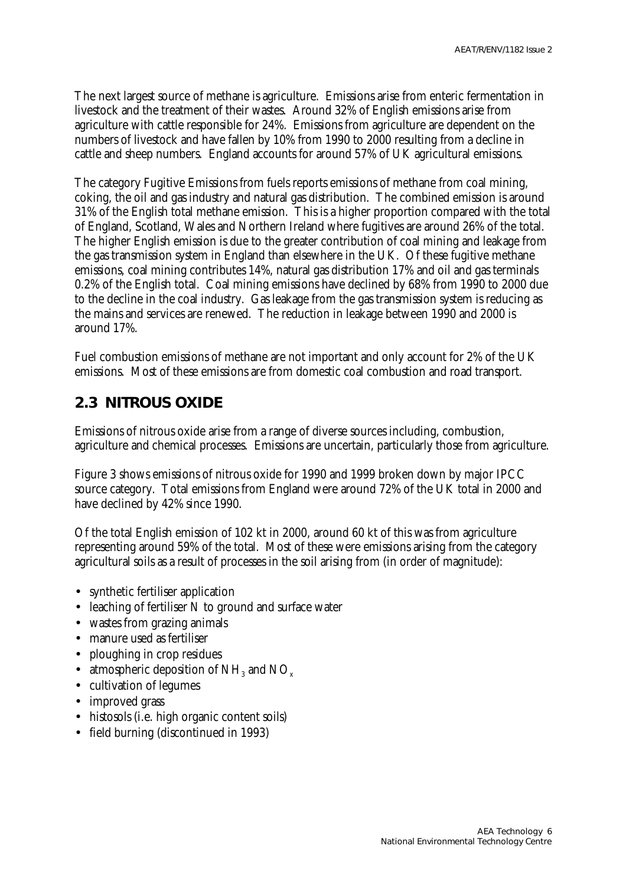The next largest source of methane is agriculture. Emissions arise from enteric fermentation in livestock and the treatment of their wastes. Around 32% of English emissions arise from agriculture with cattle responsible for 24%. Emissions from agriculture are dependent on the numbers of livestock and have fallen by 10% from 1990 to 2000 resulting from a decline in cattle and sheep numbers. England accounts for around 57% of UK agricultural emissions.

The category Fugitive Emissions from fuels reports emissions of methane from coal mining, coking, the oil and gas industry and natural gas distribution. The combined emission is around 31% of the English total methane emission. This is a higher proportion compared with the total of England, Scotland, Wales and Northern Ireland where fugitives are around 26% of the total. The higher English emission is due to the greater contribution of coal mining and leakage from the gas transmission system in England than elsewhere in the UK. Of these fugitive methane emissions, coal mining contributes 14%, natural gas distribution 17% and oil and gas terminals 0.2% of the English total. Coal mining emissions have declined by 68% from 1990 to 2000 due to the decline in the coal industry. Gas leakage from the gas transmission system is reducing as the mains and services are renewed. The reduction in leakage between 1990 and 2000 is around 17%.

Fuel combustion emissions of methane are not important and only account for 2% of the UK emissions. Most of these emissions are from domestic coal combustion and road transport.

## 2.3 NITROUS OXIDE

Emissions of nitrous oxide arise from a range of diverse sources including, combustion, agriculture and chemical processes. Emissions are uncertain, particularly those from agriculture.

Figure 3 shows emissions of nitrous oxide for 1990 and 1999 broken down by major IPCC source category. Total emissions from England were around 72% of the UK total in 2000 and have declined by 42% since 1990.

Of the total English emission of 102 kt in 2000, around 60 kt of this was from agriculture representing around 59% of the total. Most of these were emissions arising from the category agricultural soils as a result of processes in the soil arising from (in order of magnitude):

- synthetic fertiliser application
- leaching of fertiliser N to ground and surface water
- wastes from grazing animals
- manure used as fertiliser
- ploughing in crop residues
- atmospheric deposition of $NH_3$ and $NO_x$
- cultivation of legumes
- improved grass
- histosols (i.e. high organic content soils)
- field burning (discontinued in 1993)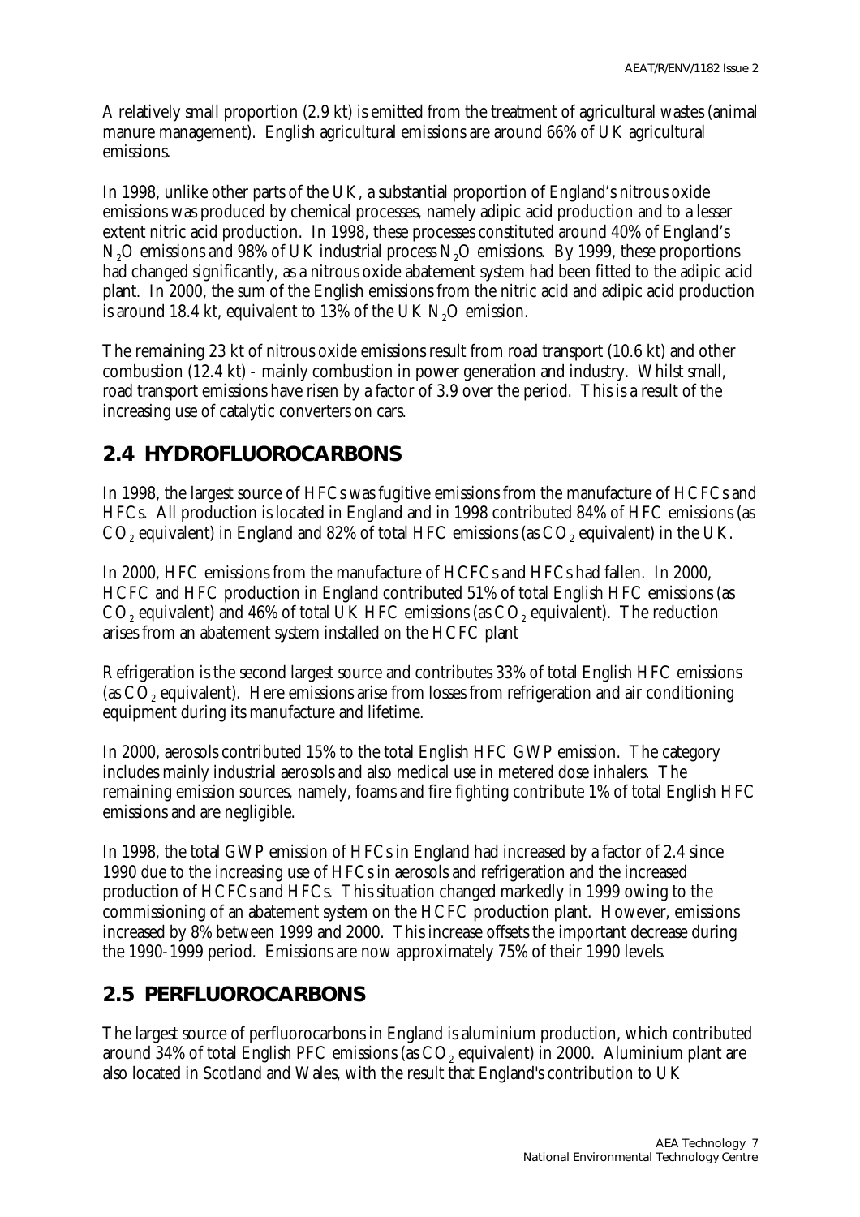A relatively small proportion (2.9 kt) is emitted from the treatment of agricultural wastes (animal manure management). English agricultural emissions are around 66% of UK agricultural emissions.

In 1998, unlike other parts of the UK, a substantial proportion of England's nitrous oxide emissions was produced by chemical processes, namely adipic acid production and to a lesser extent nitric acid production. In 1998, these processes constituted around 40% of England's $N_2O$ emissions and 98% of UK industrial process $N_2O$ emissions. By 1999, these proportions had changed significantly, as a nitrous oxide abatement system had been fitted to the adipic acid plant. In 2000, the sum of the English emissions from the nitric acid and adipic acid production is around 18.4 kt, equivalent to 13% of the UK $N_2O$ emission.

The remaining 23 kt of nitrous oxide emissions result from road transport (10.6 kt) and other combustion (12.4 kt) - mainly combustion in power generation and industry. Whilst small, road transport emissions have risen by a factor of 3.9 over the period. This is a result of the increasing use of catalytic converters on cars.

## 2.4 HYDROFLUOROCARBONS

In 1998, the largest source of HFCs was fugitive emissions from the manufacture of HCFCs and HFCs. All production is located in England and in 1998 contributed 84% of HFC emissions (as $CO_2$ equivalent) in England and 82% of total HFC emissions (as $CO_2$ equivalent) in the UK.

In 2000, HFC emissions from the manufacture of HCFCs and HFCs had fallen. In 2000, HCFC and HFC production in England contributed 51% of total English HFC emissions (as $CO_2$ equivalent) and 46% of total UK HFC emissions (as $CO_2$ equivalent). The reduction arises from an abatement system installed on the HCFC plant

Refrigeration is the second largest source and contributes 33% of total English HFC emissions (as $CO_2$ equivalent). Here emissions arise from losses from refrigeration and air conditioning equipment during its manufacture and lifetime.

In 2000, aerosols contributed 15% to the total English HFC GWP emission. The category includes mainly industrial aerosols and also medical use in metered dose inhalers. The remaining emission sources, namely, foams and fire fighting contribute 1% of total English HFC emissions and are negligible.

In 1998, the total GWP emission of HFCs in England had increased by a factor of 2.4 since 1990 due to the increasing use of HFCs in aerosols and refrigeration and the increased production of HCFCs and HFCs. This situation changed markedly in 1999 owing to the commissioning of an abatement system on the HCFC production plant. However, emissions increased by 8% between 1999 and 2000. This increase offsets the important decrease during the 1990-1999 period. Emissions are now approximately 75% of their 1990 levels.

## 2.5 PERFLUOROCARBONS

The largest source of perfluorocarbons in England is aluminium production, which contributed around 34% of total English PFC emissions (as $CO_2$ equivalent) in 2000. Aluminium plant are also located in Scotland and Wales, with the result that England's contribution to UK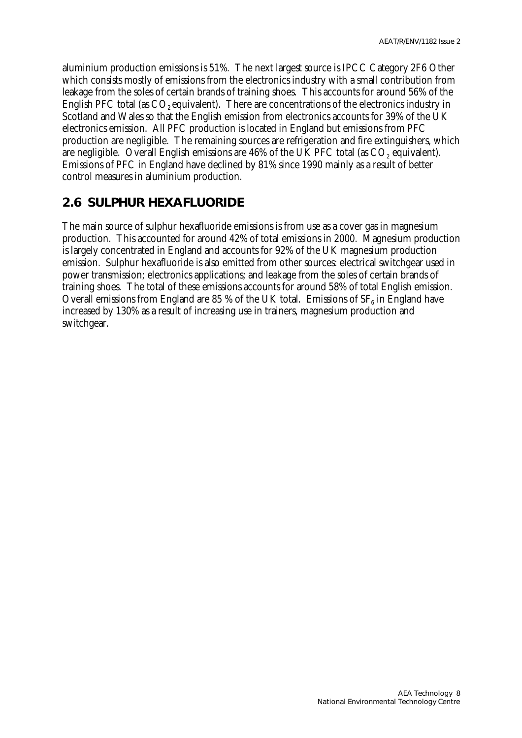aluminium production emissions is 51%. The next largest source is IPCC Category 2F6 Other which consists mostly of emissions from the electronics industry with a small contribution from leakage from the soles of certain brands of training shoes. This accounts for around 56% of the English PFC total (as $CO_2$ equivalent). There are concentrations of the electronics industry in Scotland and Wales so that the English emission from electronics accounts for 39% of the UK electronics emission. All PFC production is located in England but emissions from PFC production are negligible. The remaining sources are refrigeration and fire extinguishers, which are negligible. Overall English emissions are 46% of the UK PFC total (as $CO_2$ equivalent). Emissions of PFC in England have declined by 81% since 1990 mainly as a result of better control measures in aluminium production.

## 2.6 SULPHUR HEXAFLUORIDE

The main source of sulphur hexafluoride emissions is from use as a cover gas in magnesium production. This accounted for around 42% of total emissions in 2000. Magnesium production is largely concentrated in England and accounts for 92% of the UK magnesium production emission. Sulphur hexafluoride is also emitted from other sources: electrical switchgear used in power transmission; electronics applications; and leakage from the soles of certain brands of training shoes. The total of these emissions accounts for around 58% of total English emission. Overall emissions from England are 85 % of the UK total. Emissions of $SF_6$ in England have increased by 130% as a result of increasing use in trainers, magnesium production and switchgear.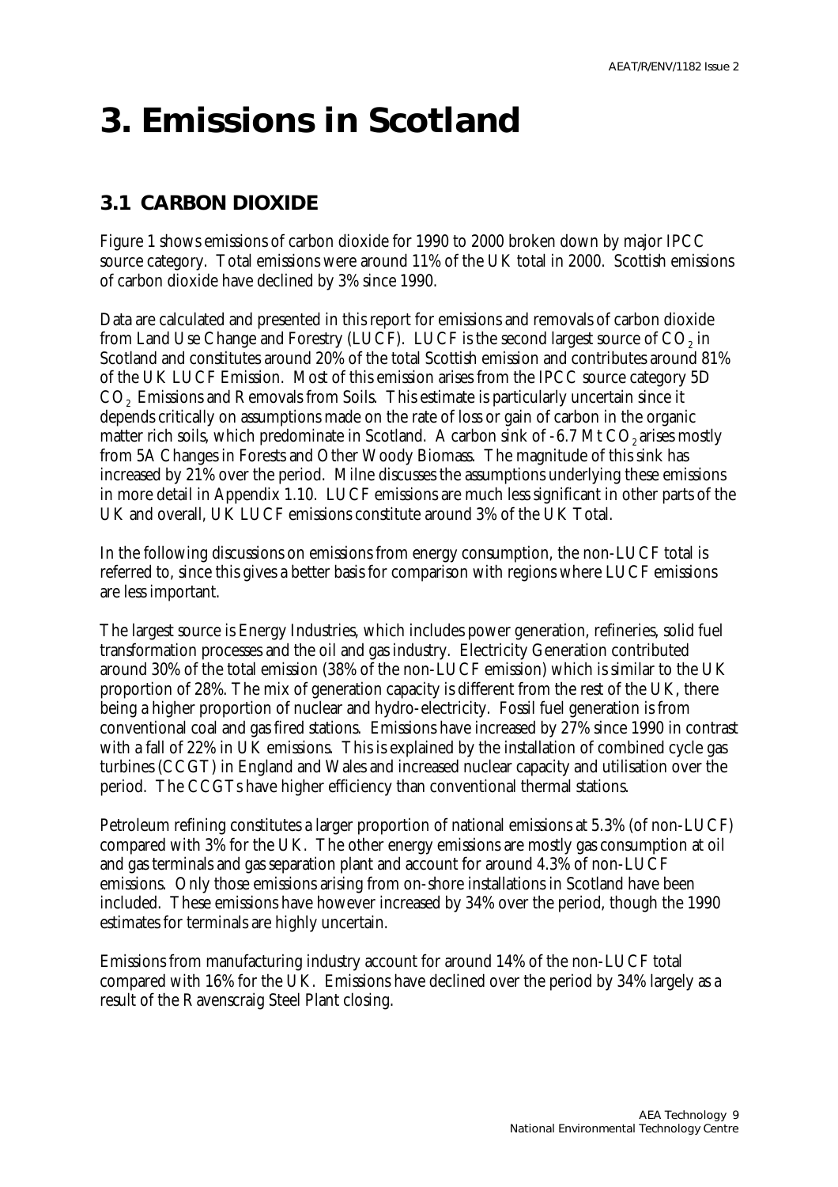# 3. Emissions in Scotland

## 3.1 CARBON DIOXIDE

Figure 1 shows emissions of carbon dioxide for 1990 to 2000 broken down by major IPCC source category. Total emissions were around 11% of the UK total in 2000. Scottish emissions of carbon dioxide have declined by 3% since 1990.

Data are calculated and presented in this report for emissions and removals of carbon dioxide from Land Use Change and Forestry (LUCF). LUCF is the second largest source of $CO_2$ in Scotland and constitutes around 20% of the total Scottish emission and contributes around 81% of the UK LUCF Emission. Most of this emission arises from the IPCC source category 5D $CO_2$ Emissions and Removals from Soils. This estimate is particularly uncertain since it depends critically on assumptions made on the rate of loss or gain of carbon in the organic matter rich soils, which predominate in Scotland. A carbon sink of -6.7 Mt $CO_2$ arises mostly from 5A Changes in Forests and Other Woody Biomass. The magnitude of this sink has increased by 21% over the period. Milne discusses the assumptions underlying these emissions in more detail in Appendix 1.10. LUCF emissions are much less significant in other parts of the UK and overall, UK LUCF emissions constitute around 3% of the UK Total.

In the following discussions on emissions from energy consumption, the non-LUCF total is referred to, since this gives a better basis for comparison with regions where LUCF emissions are less important.

The largest source is Energy Industries, which includes power generation, refineries, solid fuel transformation processes and the oil and gas industry. Electricity Generation contributed around 30% of the total emission (38% of the non-LUCF emission) which is similar to the UK proportion of 28%. The mix of generation capacity is different from the rest of the UK, there being a higher proportion of nuclear and hydro-electricity. Fossil fuel generation is from conventional coal and gas fired stations. Emissions have increased by 27% since 1990 in contrast with a fall of 22% in UK emissions. This is explained by the installation of combined cycle gas turbines (CCGT) in England and Wales and increased nuclear capacity and utilisation over the period. The CCGTs have higher efficiency than conventional thermal stations.

Petroleum refining constitutes a larger proportion of national emissions at 5.3% (of non-LUCF) compared with 3% for the UK. The other energy emissions are mostly gas consumption at oil and gas terminals and gas separation plant and account for around 4.3% of non-LUCF emissions. Only those emissions arising from on-shore installations in Scotland have been included. These emissions have however increased by 34% over the period, though the 1990 estimates for terminals are highly uncertain.

Emissions from manufacturing industry account for around 14% of the non-LUCF total compared with 16% for the UK. Emissions have declined over the period by 34% largely as a result of the Ravenscraig Steel Plant closing.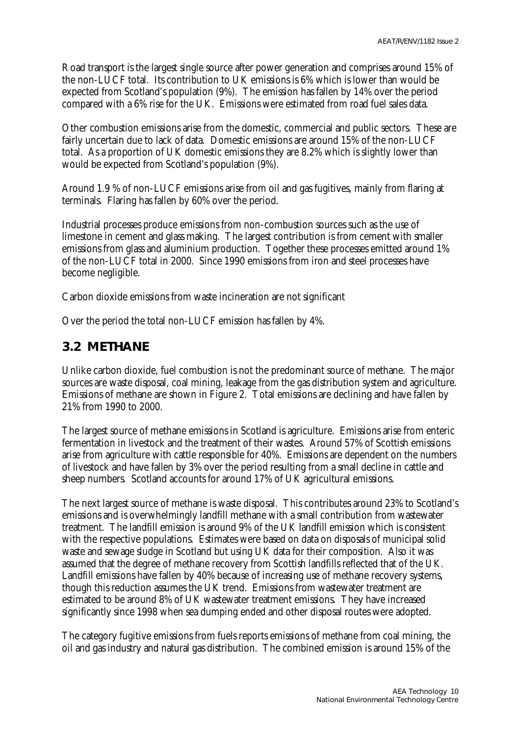Road transport is the largest single source after power generation and comprises around 15% of the non-LUCF total. Its contribution to UK emissions is 6% which is lower than would be expected from Scotland's population (9%). The emission has fallen by 14% over the period compared with a 6% rise for the UK. Emissions were estimated from road fuel sales data.

Other combustion emissions arise from the domestic, commercial and public sectors. These are fairly uncertain due to lack of data. Domestic emissions are around 15% of the non-LUCF total. As a proportion of UK domestic emissions they are 8.2% which is slightly lower than would be expected from Scotland's population (9%).

Around 1.9 % of non-LUCF emissions arise from oil and gas fugitives, mainly from flaring at terminals. Flaring has fallen by 60% over the period.

Industrial processes produce emissions from non-combustion sources such as the use of limestone in cement and glass making. The largest contribution is from cement with smaller emissions from glass and aluminium production. Together these processes emitted around 1% of the non-LUCF total in 2000. Since 1990 emissions from iron and steel processes have become negligible.

Carbon dioxide emissions from waste incineration are not significant

Over the period the total non-LUCF emission has fallen by 4%.

## 3.2 METHANE

Unlike carbon dioxide, fuel combustion is not the predominant source of methane. The major sources are waste disposal, coal mining, leakage from the gas distribution system and agriculture. Emissions of methane are shown in Figure 2. Total emissions are declining and have fallen by 21% from 1990 to 2000.

The largest source of methane emissions in Scotland is agriculture. Emissions arise from enteric fermentation in livestock and the treatment of their wastes. Around 57% of Scottish emissions arise from agriculture with cattle responsible for 40%. Emissions are dependent on the numbers of livestock and have fallen by 3% over the period resulting from a small decline in cattle and sheep numbers. Scotland accounts for around 17% of UK agricultural emissions.

The next largest source of methane is waste disposal. This contributes around 23% to Scotland's emissions and is overwhelmingly landfill methane with a small contribution from wastewater treatment. The landfill emission is around 9% of the UK landfill emission which is consistent with the respective populations. Estimates were based on data on disposals of municipal solid waste and sewage sludge in Scotland but using UK data for their composition. Also it was assumed that the degree of methane recovery from Scottish landfills reflected that of the UK. Landfill emissions have fallen by 40% because of increasing use of methane recovery systems, though this reduction assumes the UK trend. Emissions from wastewater treatment are estimated to be around 8% of UK wastewater treatment emissions. They have increased significantly since 1998 when sea dumping ended and other disposal routes were adopted.

The category fugitive emissions from fuels reports emissions of methane from coal mining, the oil and gas industry and natural gas distribution. The combined emission is around 15% of the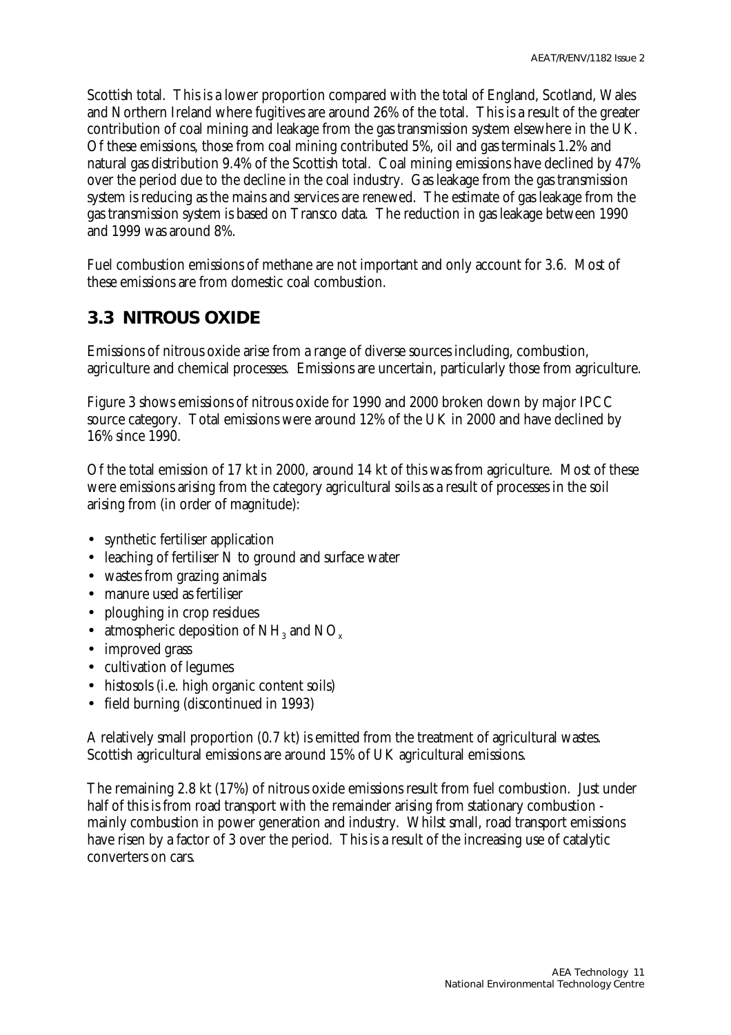Scottish total. This is a lower proportion compared with the total of England, Scotland, Wales and Northern Ireland where fugitives are around 26% of the total. This is a result of the greater contribution of coal mining and leakage from the gas transmission system elsewhere in the UK. Of these emissions, those from coal mining contributed 5%, oil and gas terminals 1.2% and natural gas distribution 9.4% of the Scottish total. Coal mining emissions have declined by 47% over the period due to the decline in the coal industry. Gas leakage from the gas transmission system is reducing as the mains and services are renewed. The estimate of gas leakage from the gas transmission system is based on Transco data. The reduction in gas leakage between 1990 and 1999 was around 8%.

Fuel combustion emissions of methane are not important and only account for 3.6. Most of these emissions are from domestic coal combustion.

## 3.3 NITROUS OXIDE

Emissions of nitrous oxide arise from a range of diverse sources including, combustion, agriculture and chemical processes. Emissions are uncertain, particularly those from agriculture.

Figure 3 shows emissions of nitrous oxide for 1990 and 2000 broken down by major IPCC source category. Total emissions were around 12% of the UK in 2000 and have declined by 16% since 1990.

Of the total emission of 17 kt in 2000, around 14 kt of this was from agriculture. Most of these were emissions arising from the category agricultural soils as a result of processes in the soil arising from (in order of magnitude):

- synthetic fertiliser application
- leaching of fertiliser N to ground and surface water
- wastes from grazing animals
- manure used as fertiliser
- ploughing in crop residues
- atmospheric deposition of $NH_3$ and $NO_x$
- improved grass
- cultivation of legumes
- histosols (i.e. high organic content soils)
- field burning (discontinued in 1993)

A relatively small proportion (0.7 kt) is emitted from the treatment of agricultural wastes. Scottish agricultural emissions are around 15% of UK agricultural emissions.

The remaining 2.8 kt (17%) of nitrous oxide emissions result from fuel combustion. Just under half of this is from road transport with the remainder arising from stationary combustion - mainly combustion in power generation and industry. Whilst small, road transport emissions have risen by a factor of 3 over the period. This is a result of the increasing use of catalytic converters on cars.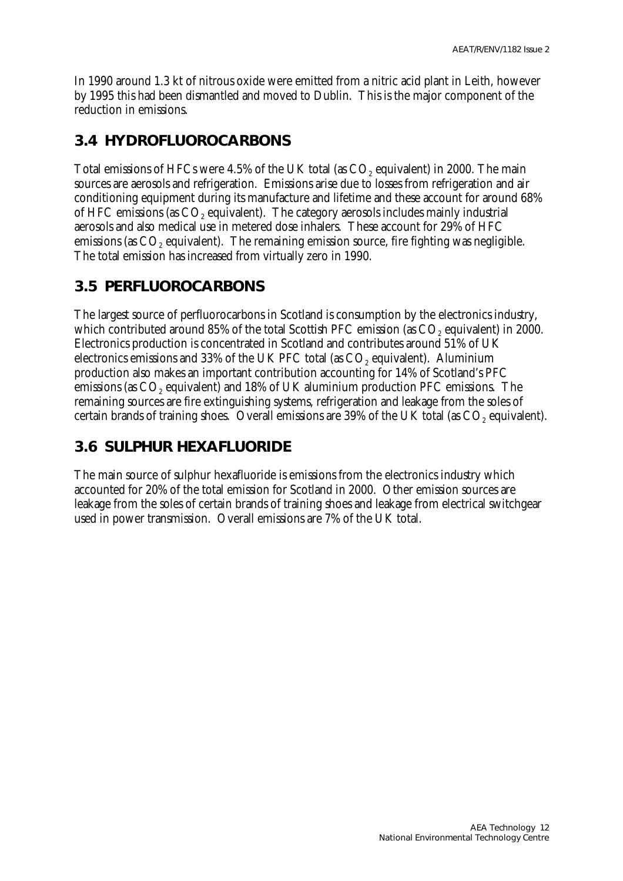In 1990 around 1.3 kt of nitrous oxide were emitted from a nitric acid plant in Leith, however by 1995 this had been dismantled and moved to Dublin. This is the major component of the reduction in emissions.

## 3.4 HYDROFLUOROCARBONS

Total emissions of HFCs were 4.5% of the UK total (as $CO_2$ equivalent) in 2000. The main sources are aerosols and refrigeration. Emissions arise due to losses from refrigeration and air conditioning equipment during its manufacture and lifetime and these account for around 68% of HFC emissions (as $CO_2$ equivalent). The category aerosols includes mainly industrial aerosols and also medical use in metered dose inhalers. These account for 29% of HFC emissions (as $CO_2$ equivalent). The remaining emission source, fire fighting was negligible. The total emission has increased from virtually zero in 1990.

## 3.5 PERFLUOROCARBONS

The largest source of perfluorocarbons in Scotland is consumption by the electronics industry, which contributed around 85% of the total Scottish PFC emission (as $CO_2$ equivalent) in 2000. Electronics production is concentrated in Scotland and contributes around 51% of UK electronics emissions and 33% of the UK PFC total (as $CO_2$ equivalent). Aluminium production also makes an important contribution accounting for 14% of Scotland's PFC emissions (as $CO_2$ equivalent) and 18% of UK aluminium production PFC emissions. The remaining sources are fire extinguishing systems, refrigeration and leakage from the soles of certain brands of training shoes. Overall emissions are 39% of the UK total (as $CO_2$ equivalent).

## 3.6 SULPHUR HEXAFLUORIDE

The main source of sulphur hexafluoride is emissions from the electronics industry which accounted for 20% of the total emission for Scotland in 2000. Other emission sources are leakage from the soles of certain brands of training shoes and leakage from electrical switchgear used in power transmission. Overall emissions are 7% of the UK total.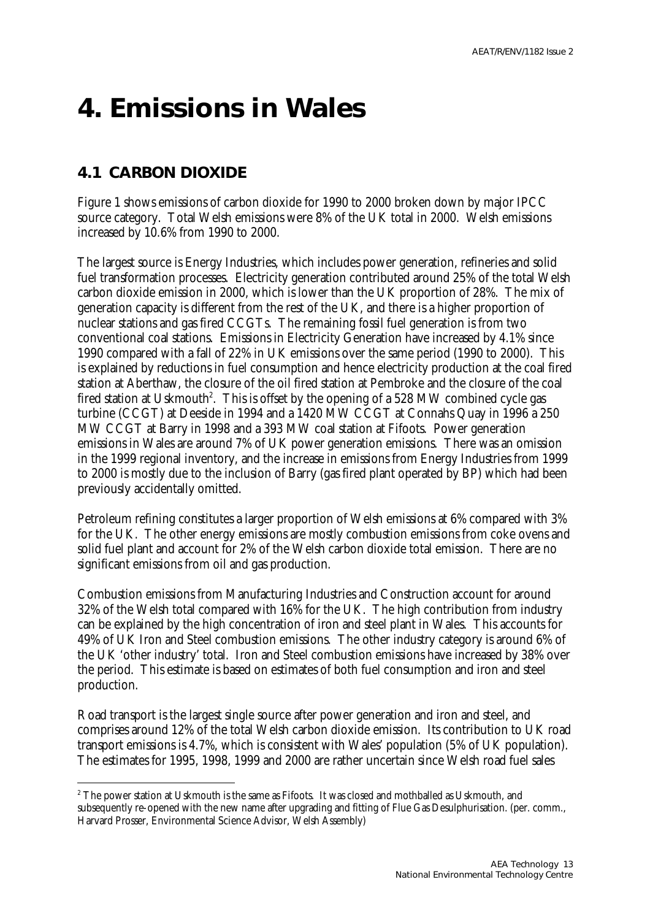# 4. Emissions in Wales

## 4.1 CARBON DIOXIDE

Figure 1 shows emissions of carbon dioxide for 1990 to 2000 broken down by major IPCC source category. Total Welsh emissions were 8% of the UK total in 2000. Welsh emissions increased by 10.6% from 1990 to 2000.

The largest source is Energy Industries, which includes power generation, refineries and solid fuel transformation processes. Electricity generation contributed around 25% of the total Welsh carbon dioxide emission in 2000, which is lower than the UK proportion of 28%. The mix of generation capacity is different from the rest of the UK, and there is a higher proportion of nuclear stations and gas fired CCGTs. The remaining fossil fuel generation is from two conventional coal stations. Emissions in Electricity Generation have increased by 4.1% since 1990 compared with a fall of 22% in UK emissions over the same period (1990 to 2000). This is explained by reductions in fuel consumption and hence electricity production at the coal fired station at Aberthaw, the closure of the oil fired station at Pembroke and the closure of the coal fired station at Uskmouth[2]. This is offset by the opening of a 528 MW combined cycle gas turbine (CCGT) at Deeside in 1994 and a 1420 MW CCGT at Connahs Quay in 1996 a 250 MW CCGT at Barry in 1998 and a 393 MW coal station at Fifoots. Power generation emissions in Wales are around 7% of UK power generation emissions. There was an omission in the 1999 regional inventory, and the increase in emissions from Energy Industries from 1999 to 2000 is mostly due to the inclusion of Barry (gas fired plant operated by BP) which had been previously accidentally omitted.

Petroleum refining constitutes a larger proportion of Welsh emissions at 6% compared with 3% for the UK. The other energy emissions are mostly combustion emissions from coke ovens and solid fuel plant and account for 2% of the Welsh carbon dioxide total emission. There are no significant emissions from oil and gas production.

Combustion emissions from Manufacturing Industries and Construction account for around 32% of the Welsh total compared with 16% for the UK. The high contribution from industry can be explained by the high concentration of iron and steel plant in Wales. This accounts for 49% of UK Iron and Steel combustion emissions. The other industry category is around 6% of the UK 'other industry' total. Iron and Steel combustion emissions have increased by 38% over the period. This estimate is based on estimates of both fuel consumption and iron and steel production.

Road transport is the largest single source after power generation and iron and steel, and comprises around 12% of the total Welsh carbon dioxide emission. Its contribution to UK road transport emissions is 4.7%, which is consistent with Wales' population (5% of UK population). The estimates for 1995, 1998, 1999 and 2000 are rather uncertain since Welsh road fuel sales

---

[2] The power station at Uskmouth is the same as Fifoots. It was closed and mothballed as Uskmouth, and subsequently re-opened with the new name after upgrading and fitting of Flue Gas Desulphurisation. (per. comm., Harvard Prosser, Environmental Science Advisor, Welsh Assembly)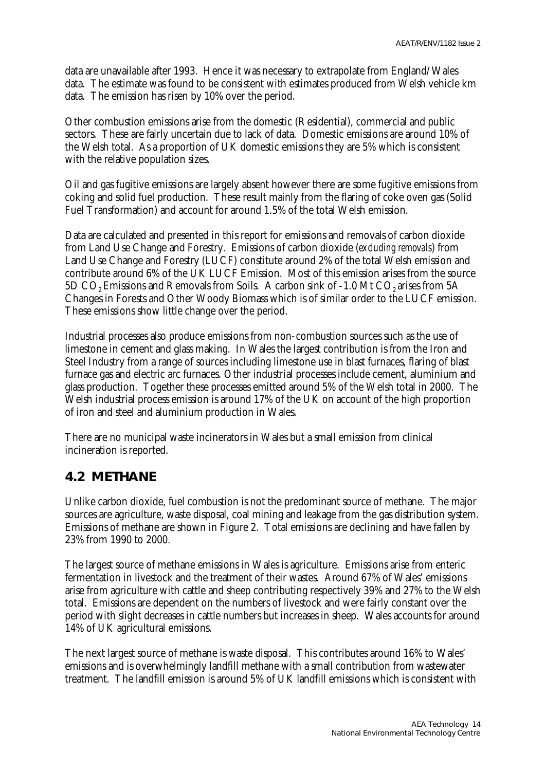data are unavailable after 1993. Hence it was necessary to extrapolate from England/Wales data. The estimate was found to be consistent with estimates produced from Welsh vehicle km data. The emission has risen by 10% over the period.

Other combustion emissions arise from the domestic (Residential), commercial and public sectors. These are fairly uncertain due to lack of data. Domestic emissions are around 10% of the Welsh total. As a proportion of UK domestic emissions they are 5% which is consistent with the relative population sizes.

Oil and gas fugitive emissions are largely absent however there are some fugitive emissions from coking and solid fuel production. These result mainly from the flaring of coke oven gas (Solid Fuel Transformation) and account for around 1.5% of the total Welsh emission.

Data are calculated and presented in this report for emissions and removals of carbon dioxide from Land Use Change and Forestry. Emissions of carbon dioxide (*excluding removals*) from Land Use Change and Forestry (LUCF) constitute around 2% of the total Welsh emission and contribute around 6% of the UK LUCF Emission. Most of this emission arises from the source 5D $CO_2$ Emissions and Removals from Soils. A carbon sink of -1.0 Mt $CO_2$ arises from 5A Changes in Forests and Other Woody Biomass which is of similar order to the LUCF emission. These emissions show little change over the period.

Industrial processes also produce emissions from non-combustion sources such as the use of limestone in cement and glass making. In Wales the largest contribution is from the Iron and Steel Industry from a range of sources including limestone use in blast furnaces, flaring of blast furnace gas and electric arc furnaces. Other industrial processes include cement, aluminium and glass production. Together these processes emitted around 5% of the Welsh total in 2000. The Welsh industrial process emission is around 17% of the UK on account of the high proportion of iron and steel and aluminium production in Wales.

There are no municipal waste incinerators in Wales but a small emission from clinical incineration is reported.

## 4.2 METHANE

Unlike carbon dioxide, fuel combustion is not the predominant source of methane. The major sources are agriculture, waste disposal, coal mining and leakage from the gas distribution system. Emissions of methane are shown in Figure 2. Total emissions are declining and have fallen by 23% from 1990 to 2000.

The largest source of methane emissions in Wales is agriculture. Emissions arise from enteric fermentation in livestock and the treatment of their wastes. Around 67% of Wales' emissions arise from agriculture with cattle and sheep contributing respectively 39% and 27% to the Welsh total. Emissions are dependent on the numbers of livestock and were fairly constant over the period with slight decreases in cattle numbers but increases in sheep. Wales accounts for around 14% of UK agricultural emissions.

The next largest source of methane is waste disposal. This contributes around 16% to Wales' emissions and is overwhelmingly landfill methane with a small contribution from wastewater treatment. The landfill emission is around 5% of UK landfill emissions which is consistent with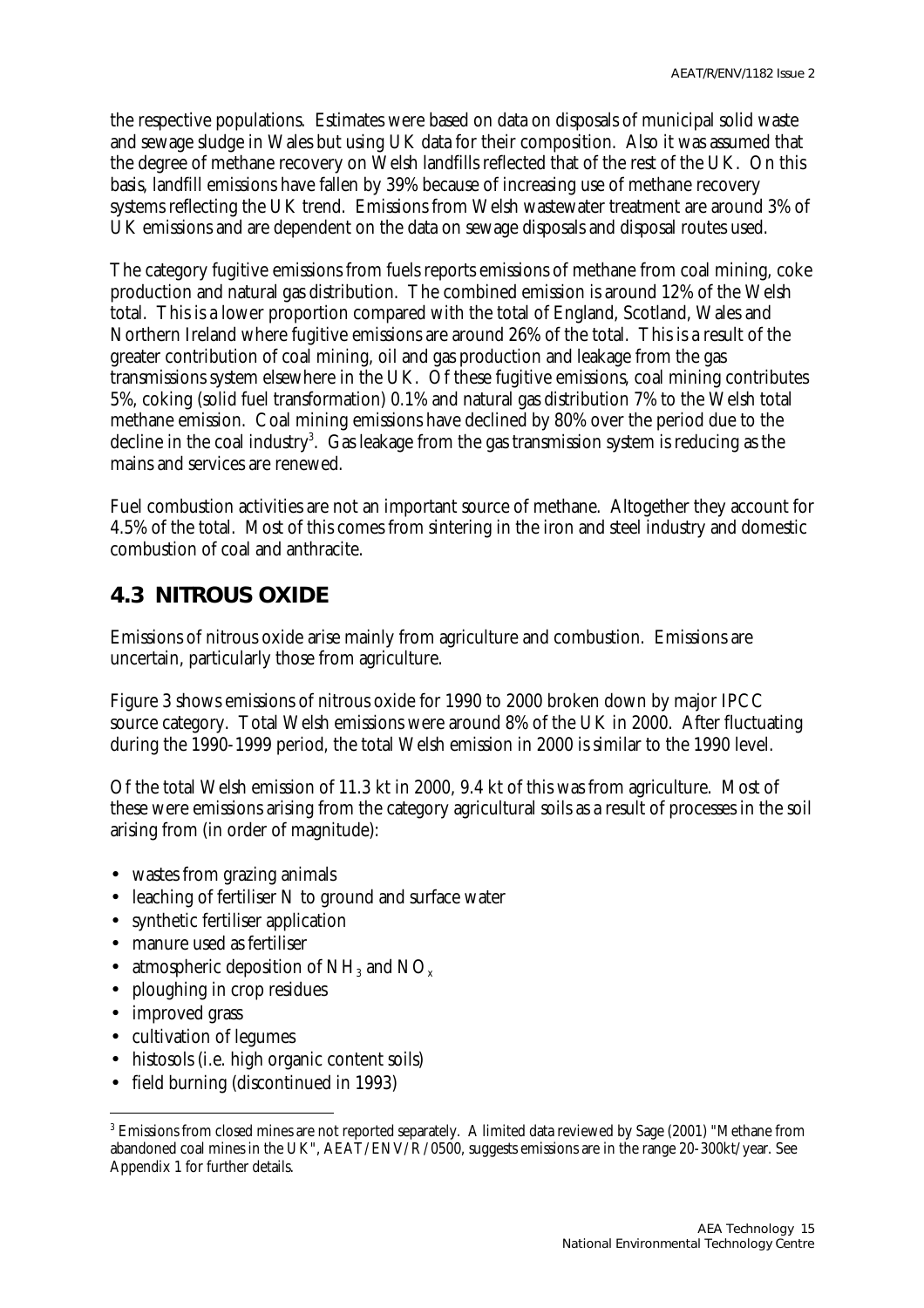the respective populations. Estimates were based on data on disposals of municipal solid waste and sewage sludge in Wales but using UK data for their composition. Also it was assumed that the degree of methane recovery on Welsh landfills reflected that of the rest of the UK. On this basis, landfill emissions have fallen by 39% because of increasing use of methane recovery systems reflecting the UK trend. Emissions from Welsh wastewater treatment are around 3% of UK emissions and are dependent on the data on sewage disposals and disposal routes used.

The category fugitive emissions from fuels reports emissions of methane from coal mining, coke production and natural gas distribution. The combined emission is around 12% of the Welsh total. This is a lower proportion compared with the total of England, Scotland, Wales and Northern Ireland where fugitive emissions are around 26% of the total. This is a result of the greater contribution of coal mining, oil and gas production and leakage from the gas transmissions system elsewhere in the UK. Of these fugitive emissions, coal mining contributes 5%, coking (solid fuel transformation) 0.1% and natural gas distribution 7% to the Welsh total methane emission. Coal mining emissions have declined by 80% over the period due to the decline in the coal industry[3]. Gas leakage from the gas transmission system is reducing as the mains and services are renewed.

Fuel combustion activities are not an important source of methane. Altogether they account for 4.5% of the total. Most of this comes from sintering in the iron and steel industry and domestic combustion of coal and anthracite.

## 4.3 NITROUS OXIDE

Emissions of nitrous oxide arise mainly from agriculture and combustion. Emissions are uncertain, particularly those from agriculture.

Figure 3 shows emissions of nitrous oxide for 1990 to 2000 broken down by major IPCC source category. Total Welsh emissions were around 8% of the UK in 2000. After fluctuating during the 1990-1999 period, the total Welsh emission in 2000 is similar to the 1990 level.

Of the total Welsh emission of 11.3 kt in 2000, 9.4 kt of this was from agriculture. Most of these were emissions arising from the category agricultural soils as a result of processes in the soil arising from (in order of magnitude):

- wastes from grazing animals
- leaching of fertiliser N to ground and surface water
- synthetic fertiliser application
- manure used as fertiliser
- atmospheric deposition of $NH_3$ and $NO_x$
- ploughing in crop residues
- improved grass
- cultivation of legumes
- histosols (i.e. high organic content soils)
- field burning (discontinued in 1993)

[3] Emissions from closed mines are not reported separately. A limited data reviewed by Sage (2001) "Methane from abandoned coal mines in the UK", AEAT/ENV/R/0500, suggests emissions are in the range 20-300kt/year. See Appendix 1 for further details.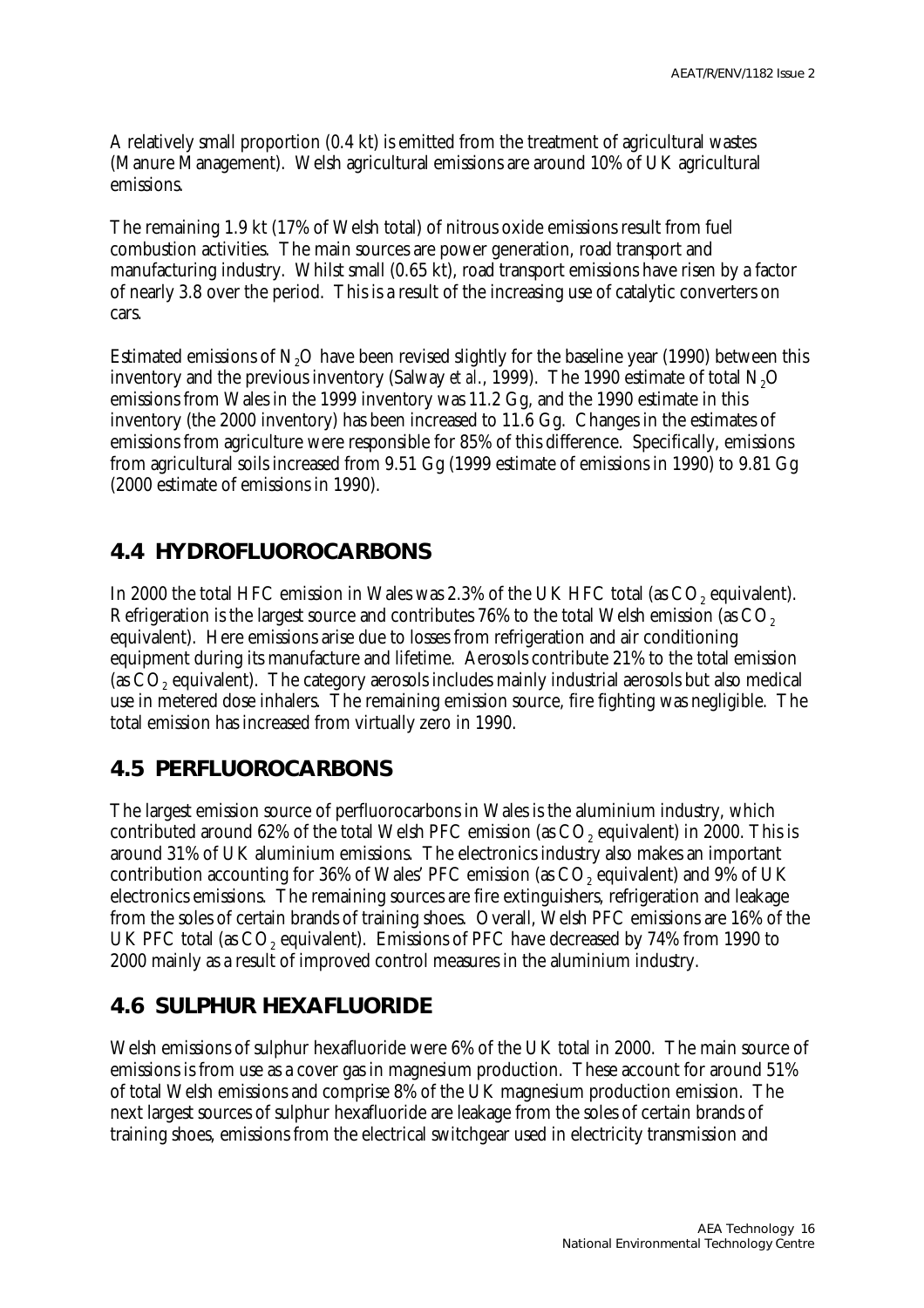A relatively small proportion (0.4 kt) is emitted from the treatment of agricultural wastes (Manure Management). Welsh agricultural emissions are around 10% of UK agricultural emissions.

The remaining 1.9 kt (17% of Welsh total) of nitrous oxide emissions result from fuel combustion activities. The main sources are power generation, road transport and manufacturing industry. Whilst small (0.65 kt), road transport emissions have risen by a factor of nearly 3.8 over the period. This is a result of the increasing use of catalytic converters on cars.

Estimated emissions of $N_2O$ have been revised slightly for the baseline year (1990) between this inventory and the previous inventory (Salway *et al*., 1999). The 1990 estimate of total $N_2O$ emissions from Wales in the 1999 inventory was 11.2 Gg, and the 1990 estimate in this inventory (the 2000 inventory) has been increased to 11.6 Gg. Changes in the estimates of emissions from agriculture were responsible for 85% of this difference. Specifically, emissions from agricultural soils increased from 9.51 Gg (1999 estimate of emissions in 1990) to 9.81 Gg (2000 estimate of emissions in 1990).

## 4.4 HYDROFLUOROCARBONS

In 2000 the total HFC emission in Wales was 2.3% of the UK HFC total (as $CO_2$ equivalent). Refrigeration is the largest source and contributes 76% to the total Welsh emission (as $CO_2$ equivalent). Here emissions arise due to losses from refrigeration and air conditioning equipment during its manufacture and lifetime. Aerosols contribute 21% to the total emission (as $CO_2$ equivalent). The category aerosols includes mainly industrial aerosols but also medical use in metered dose inhalers. The remaining emission source, fire fighting was negligible. The total emission has increased from virtually zero in 1990.

## 4.5 PERFLUOROCARBONS

The largest emission source of perfluorocarbons in Wales is the aluminium industry, which contributed around 62% of the total Welsh PFC emission (as $CO_2$ equivalent) in 2000. This is around 31% of UK aluminium emissions. The electronics industry also makes an important contribution accounting for 36% of Wales' PFC emission (as $CO_2$ equivalent) and 9% of UK electronics emissions. The remaining sources are fire extinguishers, refrigeration and leakage from the soles of certain brands of training shoes. Overall, Welsh PFC emissions are 16% of the UK PFC total (as $CO_2$ equivalent). Emissions of PFC have decreased by 74% from 1990 to 2000 mainly as a result of improved control measures in the aluminium industry.

## 4.6 SULPHUR HEXAFLUORIDE

Welsh emissions of sulphur hexafluoride were 6% of the UK total in 2000. The main source of emissions is from use as a cover gas in magnesium production. These account for around 51% of total Welsh emissions and comprise 8% of the UK magnesium production emission. The next largest sources of sulphur hexafluoride are leakage from the soles of certain brands of training shoes, emissions from the electrical switchgear used in electricity transmission and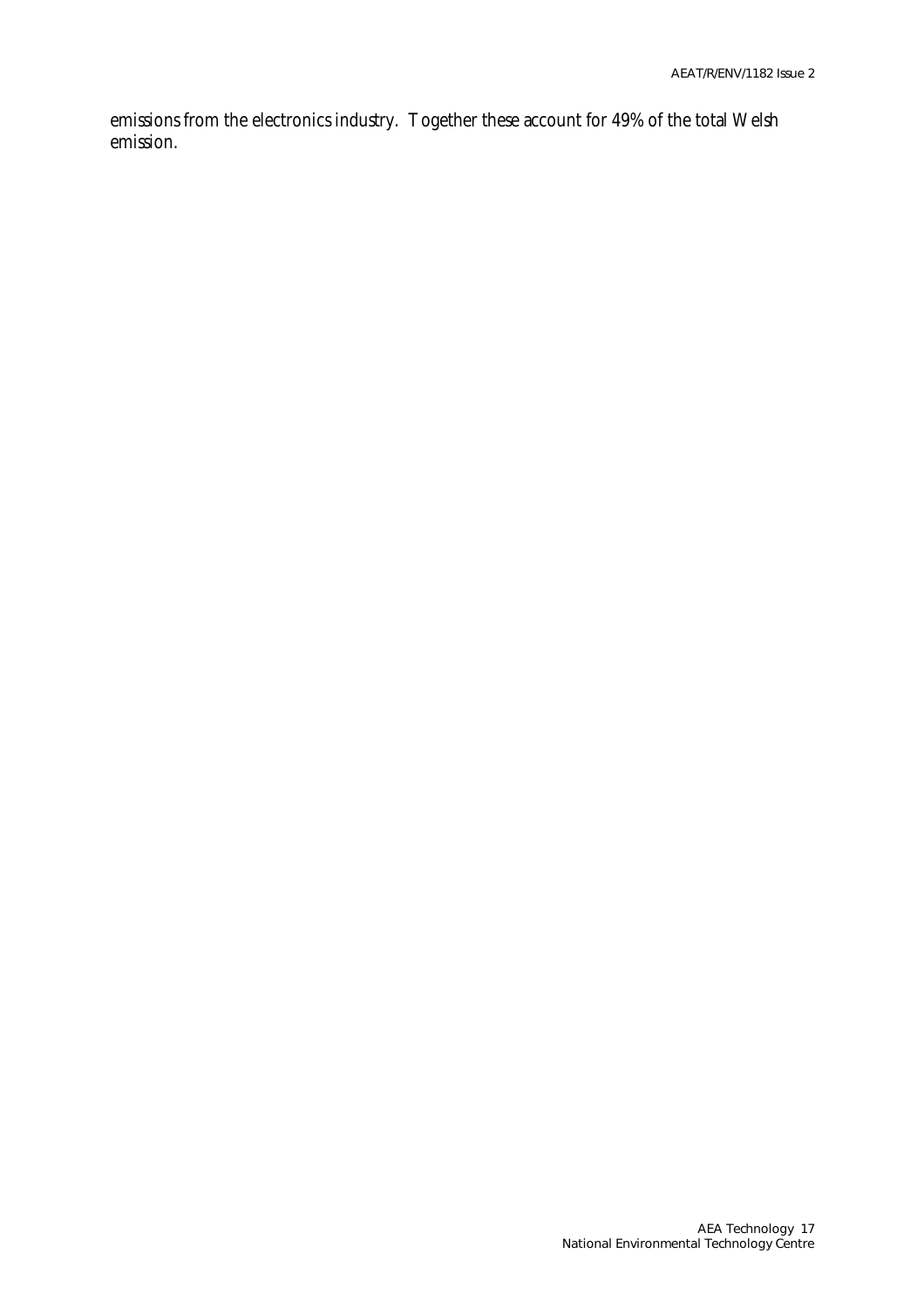emissions from the electronics industry. Together these account for 49% of the total Welsh emission.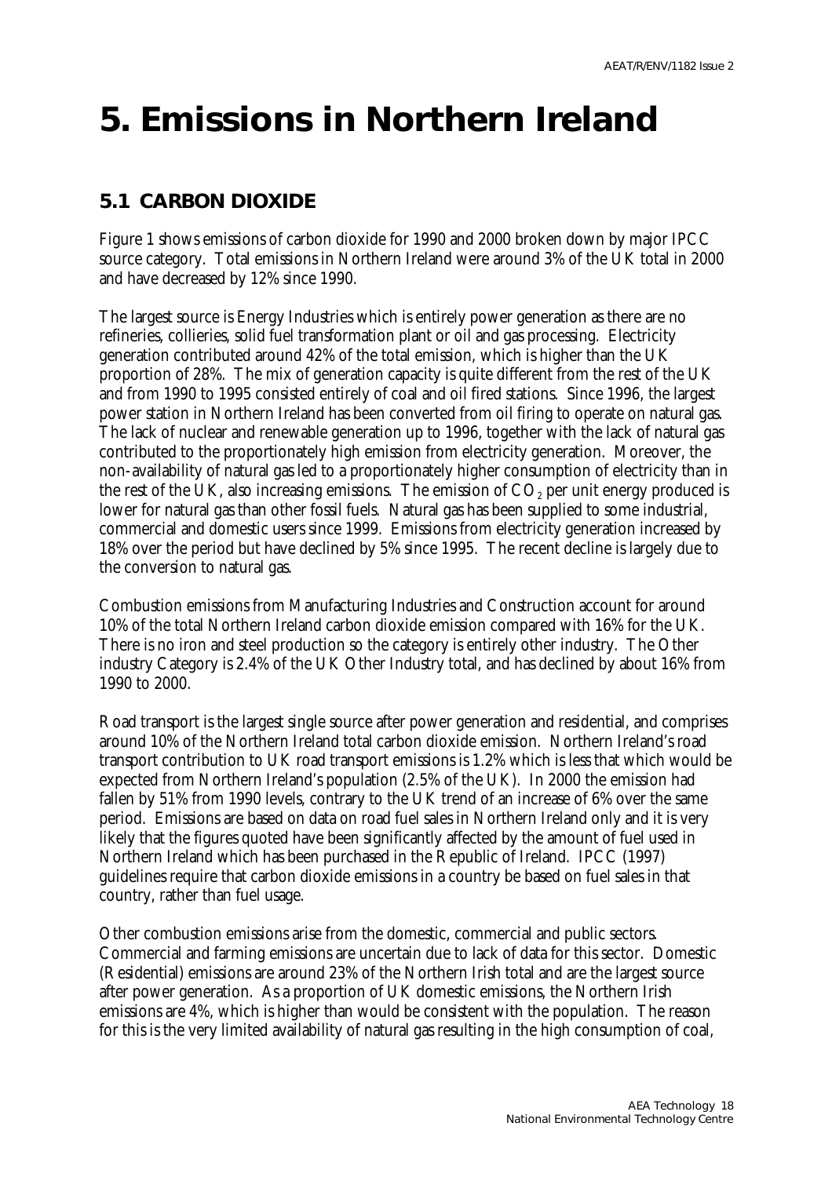# 5. Emissions in Northern Ireland

## 5.1 CARBON DIOXIDE

Figure 1 shows emissions of carbon dioxide for 1990 and 2000 broken down by major IPCC source category. Total emissions in Northern Ireland were around 3% of the UK total in 2000 and have decreased by 12% since 1990.

The largest source is Energy Industries which is entirely power generation as there are no refineries, collieries, solid fuel transformation plant or oil and gas processing. Electricity generation contributed around 42% of the total emission, which is higher than the UK proportion of 28%. The mix of generation capacity is quite different from the rest of the UK and from 1990 to 1995 consisted entirely of coal and oil fired stations. Since 1996, the largest power station in Northern Ireland has been converted from oil firing to operate on natural gas. The lack of nuclear and renewable generation up to 1996, together with the lack of natural gas contributed to the proportionately high emission from electricity generation. Moreover, the non-availability of natural gas led to a proportionately higher consumption of electricity than in the rest of the UK, also increasing emissions. The emission of $CO_2$ per unit energy produced is lower for natural gas than other fossil fuels. Natural gas has been supplied to some industrial, commercial and domestic users since 1999. Emissions from electricity generation increased by 18% over the period but have declined by 5% since 1995. The recent decline is largely due to the conversion to natural gas.

Combustion emissions from Manufacturing Industries and Construction account for around 10% of the total Northern Ireland carbon dioxide emission compared with 16% for the UK. There is no iron and steel production so the category is entirely other industry. The Other industry Category is 2.4% of the UK Other Industry total, and has declined by about 16% from 1990 to 2000.

Road transport is the largest single source after power generation and residential, and comprises around 10% of the Northern Ireland total carbon dioxide emission. Northern Ireland's road transport contribution to UK road transport emissions is 1.2% which is less that which would be expected from Northern Ireland's population (2.5% of the UK). In 2000 the emission had fallen by 51% from 1990 levels, contrary to the UK trend of an increase of 6% over the same period. Emissions are based on data on road fuel sales in Northern Ireland only and it is very likely that the figures quoted have been significantly affected by the amount of fuel used in Northern Ireland which has been purchased in the Republic of Ireland. IPCC (1997) guidelines require that carbon dioxide emissions in a country be based on fuel sales in that country, rather than fuel usage.

Other combustion emissions arise from the domestic, commercial and public sectors. Commercial and farming emissions are uncertain due to lack of data for this sector. Domestic (Residential) emissions are around 23% of the Northern Irish total and are the largest source after power generation. As a proportion of UK domestic emissions, the Northern Irish emissions are 4%, which is higher than would be consistent with the population. The reason for this is the very limited availability of natural gas resulting in the high consumption of coal,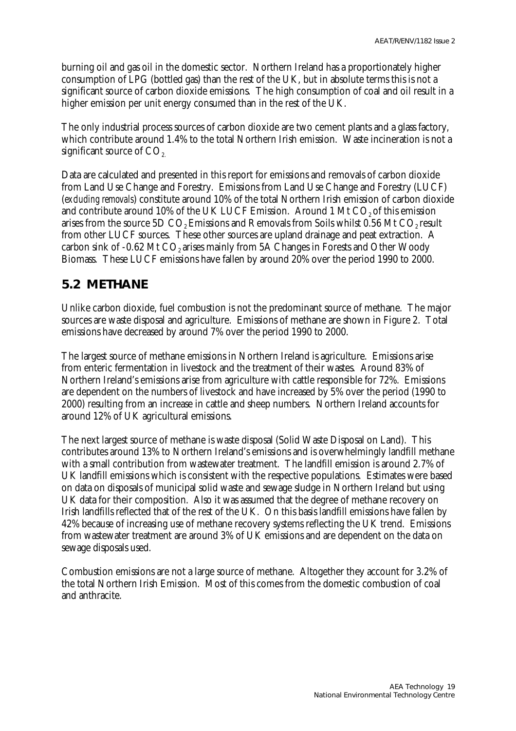burning oil and gas oil in the domestic sector. Northern Ireland has a proportionately higher consumption of LPG (bottled gas) than the rest of the UK, but in absolute terms this is not a significant source of carbon dioxide emissions. The high consumption of coal and oil result in a higher emission per unit energy consumed than in the rest of the UK.

The only industrial process sources of carbon dioxide are two cement plants and a glass factory, which contribute around 1.4% to the total Northern Irish emission. Waste incineration is not a significant source of $CO_2$.

Data are calculated and presented in this report for emissions and removals of carbon dioxide from Land Use Change and Forestry. Emissions from Land Use Change and Forestry (LUCF) (*excluding removals*) constitute around 10% of the total Northern Irish emission of carbon dioxide and contribute around 10% of the UK LUCF Emission. Around 1 Mt $CO_2$ of this emission arises from the source 5D $CO_2$ Emissions and Removals from Soils whilst 0.56 Mt $CO_2$ result from other LUCF sources. These other sources are upland drainage and peat extraction. A carbon sink of -0.62 Mt $CO_2$ arises mainly from 5A Changes in Forests and Other Woody Biomass. These LUCF emissions have fallen by around 20% over the period 1990 to 2000.

## 5.2 METHANE

Unlike carbon dioxide, fuel combustion is not the predominant source of methane. The major sources are waste disposal and agriculture. Emissions of methane are shown in Figure 2. Total emissions have decreased by around 7% over the period 1990 to 2000.

The largest source of methane emissions in Northern Ireland is agriculture. Emissions arise from enteric fermentation in livestock and the treatment of their wastes. Around 83% of Northern Ireland's emissions arise from agriculture with cattle responsible for 72%. Emissions are dependent on the numbers of livestock and have increased by 5% over the period (1990 to 2000) resulting from an increase in cattle and sheep numbers. Northern Ireland accounts for around 12% of UK agricultural emissions.

The next largest source of methane is waste disposal (Solid Waste Disposal on Land). This contributes around 13% to Northern Ireland's emissions and is overwhelmingly landfill methane with a small contribution from wastewater treatment. The landfill emission is around 2.7% of UK landfill emissions which is consistent with the respective populations. Estimates were based on data on disposals of municipal solid waste and sewage sludge in Northern Ireland but using UK data for their composition. Also it was assumed that the degree of methane recovery on Irish landfills reflected that of the rest of the UK. On this basis landfill emissions have fallen by 42% because of increasing use of methane recovery systems reflecting the UK trend. Emissions from wastewater treatment are around 3% of UK emissions and are dependent on the data on sewage disposals used.

Combustion emissions are not a large source of methane. Altogether they account for 3.2% of the total Northern Irish Emission. Most of this comes from the domestic combustion of coal and anthracite.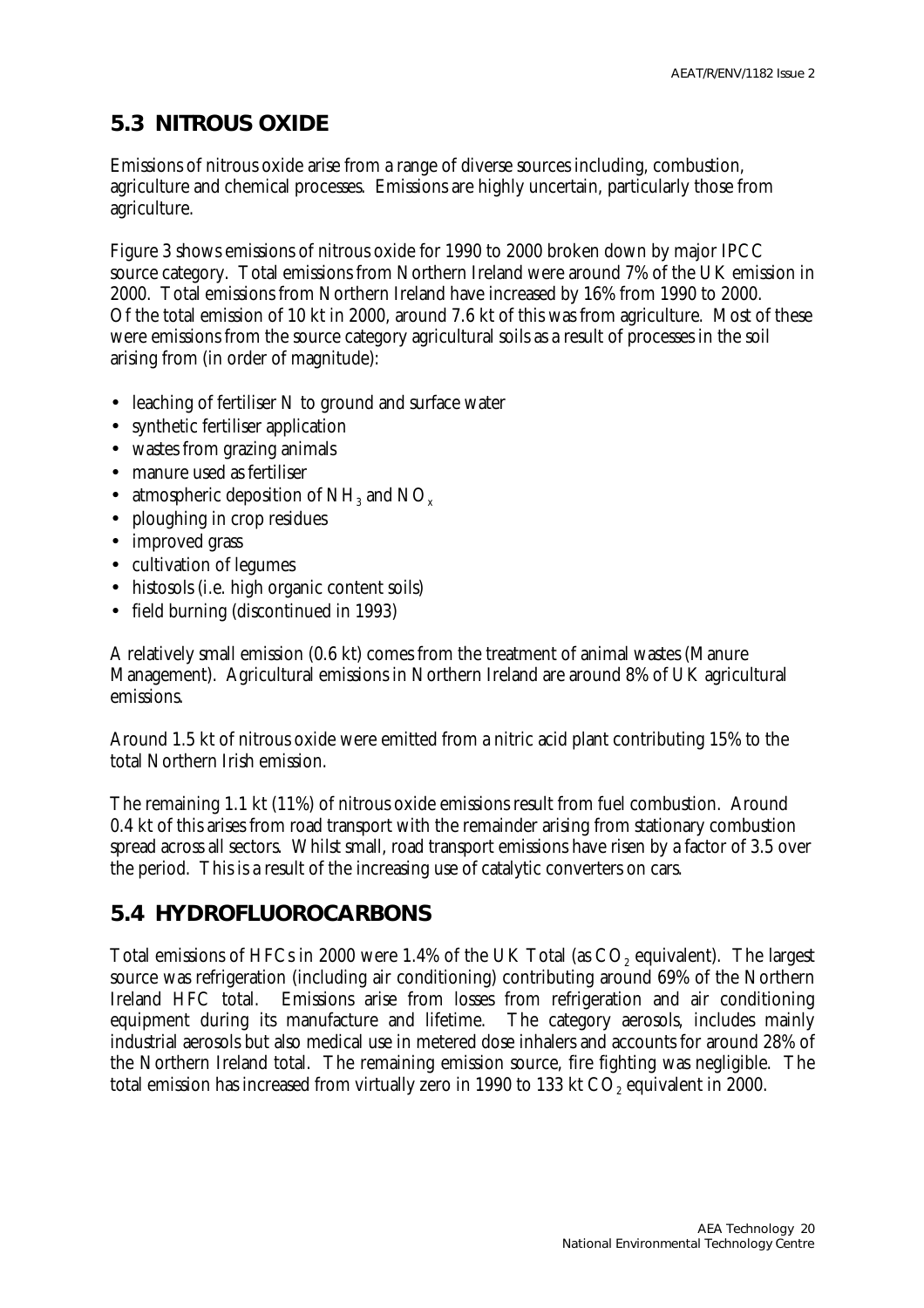## 5.3 NITROUS OXIDE

Emissions of nitrous oxide arise from a range of diverse sources including, combustion, agriculture and chemical processes. Emissions are highly uncertain, particularly those from agriculture.

Figure 3 shows emissions of nitrous oxide for 1990 to 2000 broken down by major IPCC source category. Total emissions from Northern Ireland were around 7% of the UK emission in 2000. Total emissions from Northern Ireland have increased by 16% from 1990 to 2000. Of the total emission of 10 kt in 2000, around 7.6 kt of this was from agriculture. Most of these were emissions from the source category agricultural soils as a result of processes in the soil arising from (in order of magnitude):

- leaching of fertiliser N to ground and surface water
- synthetic fertiliser application
- wastes from grazing animals
- manure used as fertiliser
- atmospheric deposition of $NH_3$ and $NO_x$
- ploughing in crop residues
- improved grass
- cultivation of legumes
- histosols (i.e. high organic content soils)
- field burning (discontinued in 1993)

A relatively small emission (0.6 kt) comes from the treatment of animal wastes (Manure Management). Agricultural emissions in Northern Ireland are around 8% of UK agricultural emissions.

Around 1.5 kt of nitrous oxide were emitted from a nitric acid plant contributing 15% to the total Northern Irish emission.

The remaining 1.1 kt (11%) of nitrous oxide emissions result from fuel combustion. Around 0.4 kt of this arises from road transport with the remainder arising from stationary combustion spread across all sectors. Whilst small, road transport emissions have risen by a factor of 3.5 over the period. This is a result of the increasing use of catalytic converters on cars.

## 5.4 HYDROFLUOROCARBONS

Total emissions of HFCs in 2000 were 1.4% of the UK Total (as $CO_2$ equivalent). The largest source was refrigeration (including air conditioning) contributing around 69% of the Northern Ireland HFC total. Emissions arise from losses from refrigeration and air conditioning equipment during its manufacture and lifetime. The category aerosols, includes mainly industrial aerosols but also medical use in metered dose inhalers and accounts for around 28% of the Northern Ireland total. The remaining emission source, fire fighting was negligible. The total emission has increased from virtually zero in 1990 to 133 kt $CO_2$ equivalent in 2000.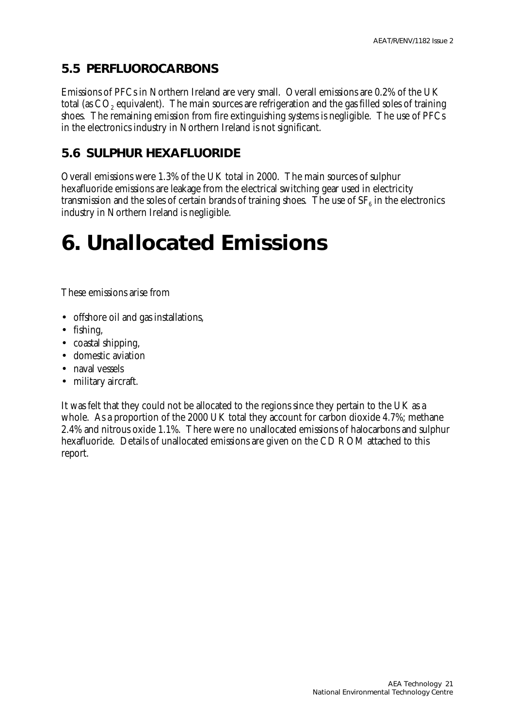## 5.5 PERFLUOROCARBONS

Emissions of PFCs in Northern Ireland are very small. Overall emissions are 0.2% of the UK total (as $CO_2$ equivalent). The main sources are refrigeration and the gas filled soles of training shoes. The remaining emission from fire extinguishing systems is negligible. The use of PFCs in the electronics industry in Northern Ireland is not significant.

## 5.6 SULPHUR HEXAFLUORIDE

Overall emissions were 1.3% of the UK total in 2000. The main sources of sulphur hexafluoride emissions are leakage from the electrical switching gear used in electricity transmission and the soles of certain brands of training shoes. The use of $SF_6$ in the electronics industry in Northern Ireland is negligible.

# 6. Unallocated Emissions

These emissions arise from

- offshore oil and gas installations,
- fishing,
- coastal shipping,
- domestic aviation
- naval vessels
- military aircraft.

It was felt that they could not be allocated to the regions since they pertain to the UK as a whole. As a proportion of the 2000 UK total they account for carbon dioxide 4.7%; methane 2.4% and nitrous oxide 1.1%. There were no unallocated emissions of halocarbons and sulphur hexafluoride. Details of unallocated emissions are given on the CD ROM attached to this report.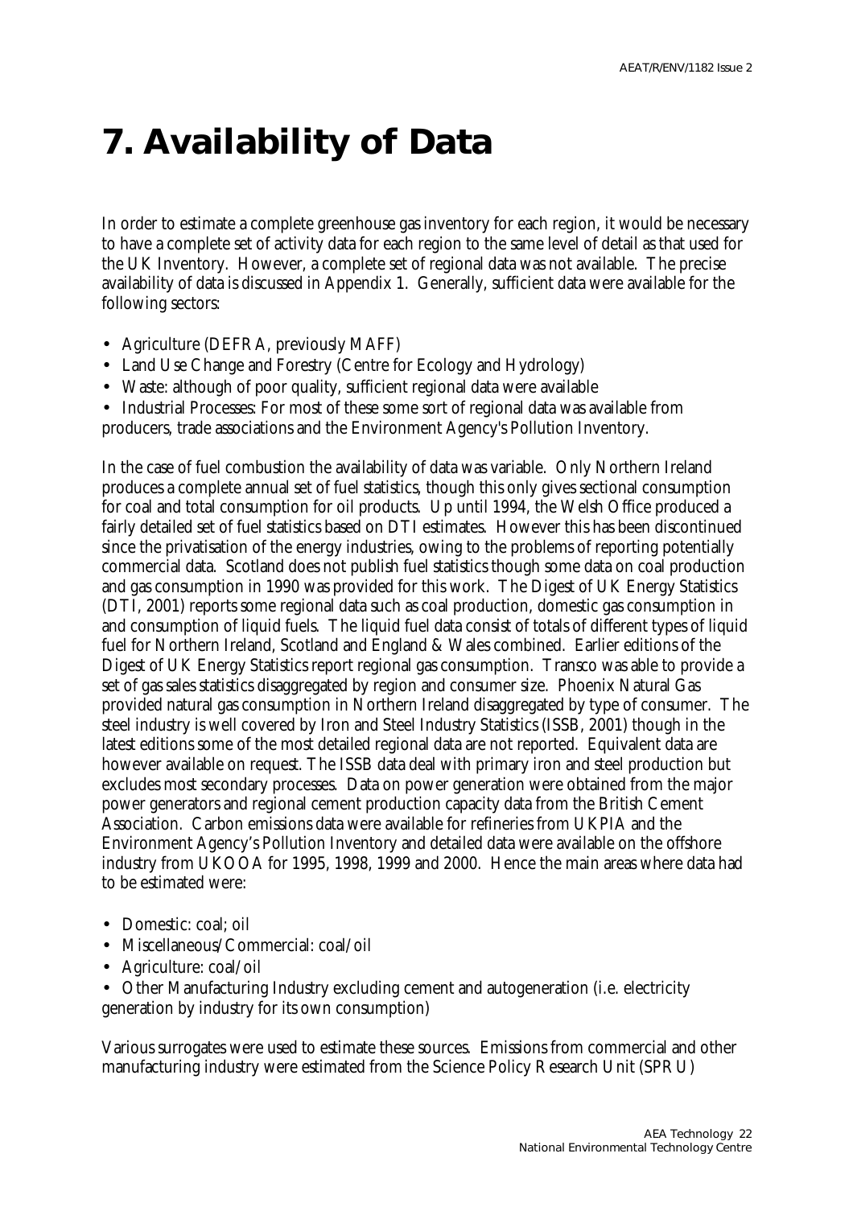# 7. Availability of Data

In order to estimate a complete greenhouse gas inventory for each region, it would be necessary to have a complete set of activity data for each region to the same level of detail as that used for the UK Inventory. However, a complete set of regional data was not available. The precise availability of data is discussed in Appendix 1. Generally, sufficient data were available for the following sectors:

- Agriculture (DEFRA, previously MAFF)
- Land Use Change and Forestry (Centre for Ecology and Hydrology)
- Waste: although of poor quality, sufficient regional data were available
- Industrial Processes: For most of these some sort of regional data was available from producers, trade associations and the Environment Agency's Pollution Inventory.

In the case of fuel combustion the availability of data was variable. Only Northern Ireland produces a complete annual set of fuel statistics, though this only gives sectional consumption for coal and total consumption for oil products. Up until 1994, the Welsh Office produced a fairly detailed set of fuel statistics based on DTI estimates. However this has been discontinued since the privatisation of the energy industries, owing to the problems of reporting potentially commercial data. Scotland does not publish fuel statistics though some data on coal production and gas consumption in 1990 was provided for this work. The Digest of UK Energy Statistics (DTI, 2001) reports some regional data such as coal production, domestic gas consumption in and consumption of liquid fuels. The liquid fuel data consist of totals of different types of liquid fuel for Northern Ireland, Scotland and England & Wales combined. Earlier editions of the Digest of UK Energy Statistics report regional gas consumption. Transco was able to provide a set of gas sales statistics disaggregated by region and consumer size. Phoenix Natural Gas provided natural gas consumption in Northern Ireland disaggregated by type of consumer. The steel industry is well covered by Iron and Steel Industry Statistics (ISSB, 2001) though in the latest editions some of the most detailed regional data are not reported. Equivalent data are however available on request. The ISSB data deal with primary iron and steel production but excludes most secondary processes. Data on power generation were obtained from the major power generators and regional cement production capacity data from the British Cement Association. Carbon emissions data were available for refineries from UKPIA and the Environment Agency's Pollution Inventory and detailed data were available on the offshore industry from UKOOA for 1995, 1998, 1999 and 2000. Hence the main areas where data had to be estimated were:

- Domestic: coal; oil
- Miscellaneous/Commercial: coal/oil
- Agriculture: coal/oil
- Other Manufacturing Industry excluding cement and autogeneration (i.e. electricity generation by industry for its own consumption)

Various surrogates were used to estimate these sources. Emissions from commercial and other manufacturing industry were estimated from the Science Policy Research Unit (SPRU)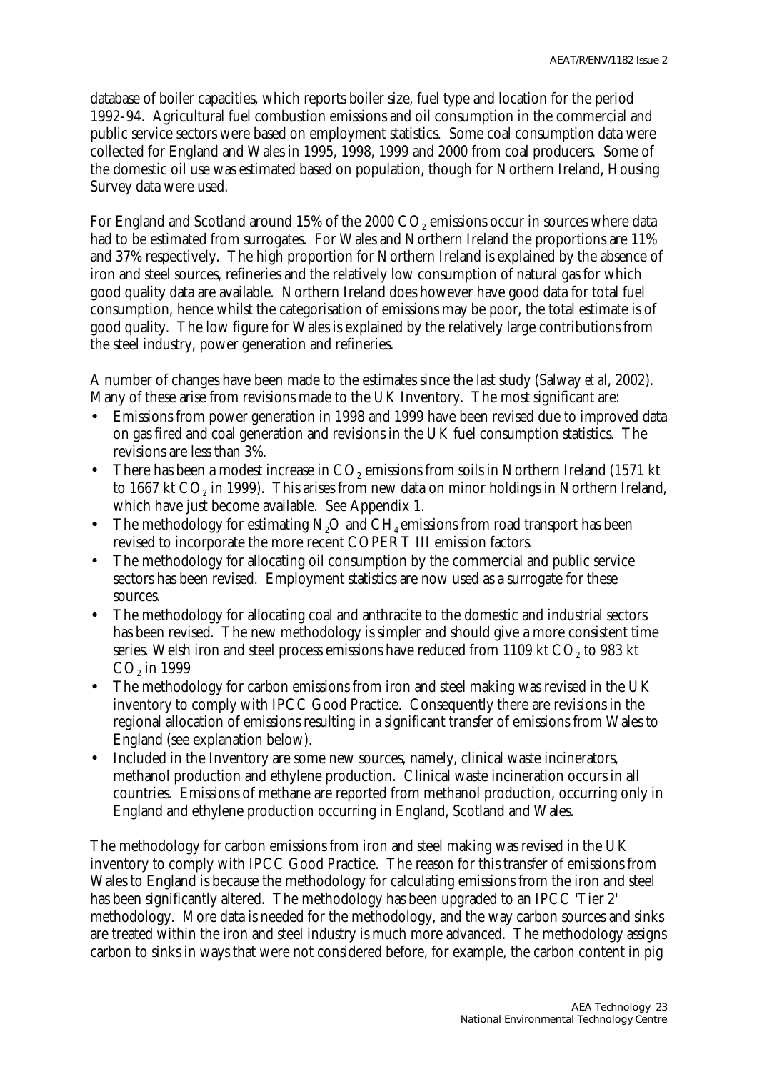database of boiler capacities, which reports boiler size, fuel type and location for the period 1992-94. Agricultural fuel combustion emissions and oil consumption in the commercial and public service sectors were based on employment statistics. Some coal consumption data were collected for England and Wales in 1995, 1998, 1999 and 2000 from coal producers. Some of the domestic oil use was estimated based on population, though for Northern Ireland, Housing Survey data were used.

For England and Scotland around 15% of the 2000 $CO_2$ emissions occur in sources where data had to be estimated from surrogates. For Wales and Northern Ireland the proportions are 11% and 37% respectively. The high proportion for Northern Ireland is explained by the absence of iron and steel sources, refineries and the relatively low consumption of natural gas for which good quality data are available. Northern Ireland does however have good data for total fuel consumption, hence whilst the categorisation of emissions may be poor, the total estimate is of good quality. The low figure for Wales is explained by the relatively large contributions from the steel industry, power generation and refineries.

A number of changes have been made to the estimates since the last study (Salway *et al*, 2002). Many of these arise from revisions made to the UK Inventory. The most significant are:

- Emissions from power generation in 1998 and 1999 have been revised due to improved data on gas fired and coal generation and revisions in the UK fuel consumption statistics. The revisions are less than 3%.
- There has been a modest increase in $CO_2$ emissions from soils in Northern Ireland (1571 kt to 1667 kt $CO_2$ in 1999). This arises from new data on minor holdings in Northern Ireland, which have just become available. See Appendix 1.
- The methodology for estimating $N_2O$ and $CH_4$ emissions from road transport has been revised to incorporate the more recent COPERT III emission factors.
- The methodology for allocating oil consumption by the commercial and public service sectors has been revised. Employment statistics are now used as a surrogate for these sources.
- The methodology for allocating coal and anthracite to the domestic and industrial sectors has been revised. The new methodology is simpler and should give a more consistent time series. Welsh iron and steel process emissions have reduced from 1109 kt $CO_2$ to 983 kt $CO_2$ in 1999
- The methodology for carbon emissions from iron and steel making was revised in the UK inventory to comply with IPCC Good Practice. Consequently there are revisions in the regional allocation of emissions resulting in a significant transfer of emissions from Wales to England (see explanation below).
- Included in the Inventory are some new sources, namely, clinical waste incinerators, methanol production and ethylene production. Clinical waste incineration occurs in all countries. Emissions of methane are reported from methanol production, occurring only in England and ethylene production occurring in England, Scotland and Wales.

The methodology for carbon emissions from iron and steel making was revised in the UK inventory to comply with IPCC Good Practice. The reason for this transfer of emissions from Wales to England is because the methodology for calculating emissions from the iron and steel has been significantly altered. The methodology has been upgraded to an IPCC 'Tier 2' methodology. More data is needed for the methodology, and the way carbon sources and sinks are treated within the iron and steel industry is much more advanced. The methodology assigns carbon to sinks in ways that were not considered before, for example, the carbon content in pig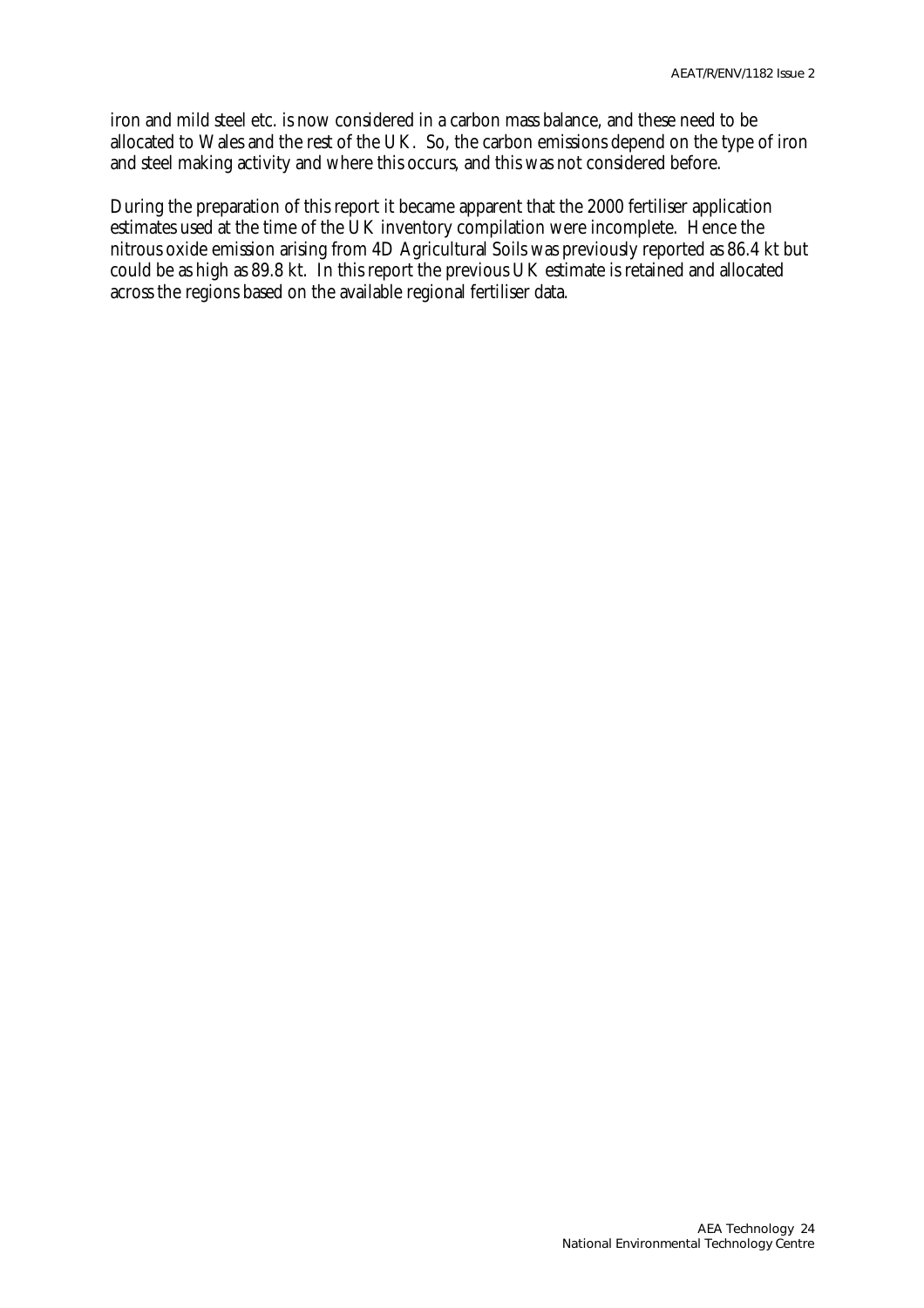iron and mild steel etc. is now considered in a carbon mass balance, and these need to be allocated to Wales and the rest of the UK. So, the carbon emissions depend on the type of iron and steel making activity and where this occurs, and this was not considered before.

During the preparation of this report it became apparent that the 2000 fertiliser application estimates used at the time of the UK inventory compilation were incomplete. Hence the nitrous oxide emission arising from 4D Agricultural Soils was previously reported as 86.4 kt but could be as high as 89.8 kt. In this report the previous UK estimate is retained and allocated across the regions based on the available regional fertiliser data.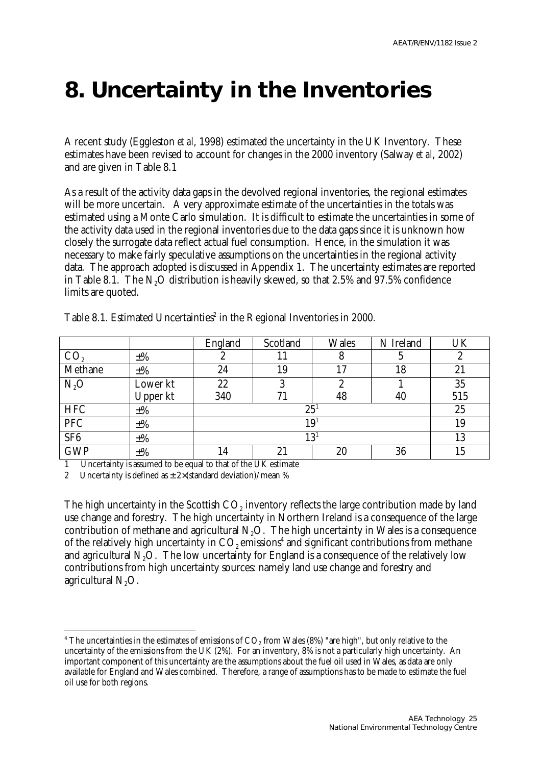# 8. Uncertainty in the Inventories

A recent study (Eggleston *et al*, 1998) estimated the uncertainty in the UK Inventory. These estimates have been revised to account for changes in the 2000 inventory (Salway *et al*, 2002) and are given in Table 8.1

As a result of the activity data gaps in the devolved regional inventories, the regional estimates will be more uncertain. A very approximate estimate of the uncertainties in the totals was estimated using a Monte Carlo simulation. It is difficult to estimate the uncertainties in some of the activity data used in the regional inventories due to the data gaps since it is unknown how closely the surrogate data reflect actual fuel consumption. Hence, in the simulation it was necessary to make fairly speculative assumptions on the uncertainties in the regional activity data. The approach adopted is discussed in Appendix 1. The uncertainty estimates are reported in Table 8.1. The $N_2O$ distribution is heavily skewed, so that 2.5% and 97.5% confidence limits are quoted.

Table 8.1. Estimated Uncertainties[2] in the Regional Inventories in 2000.

| | | England | Scotland | Wales | N Ireland | UK |
|---|---|---|---|---|---|---|
| $CO_2$ | ±% | 2 | 11 | 8 | 5 | 2 |
| Methane | ±% | 24 | 19 | 17 | 18 | 21 |
| $N_2O$ | Lower kt | 22 | 3 | 2 | 1 | 35 |
| | Upper kt | 340 | 71 | 48 | 40 | 515 |
| HFC | ±% | 25[1] | | | | 25 |
| PFC | ±% | 19[1] | | | | 19 |
| SF6 | ±% | 13[1] | | | | 13 |
| GWP | ±% | 14 | 21 | 20 | 36 | 15 |

1 Uncertainty is assumed to be equal to that of the UK estimate

2 Uncertainty is defined as ± 2×(standard deviation)/mean %

The high uncertainty in the Scottish $CO_2$ inventory reflects the large contribution made by land use change and forestry. The high uncertainty in Northern Ireland is a consequence of the large contribution of methane and agricultural $N_2O$. The high uncertainty in Wales is a consequence of the relatively high uncertainty in $CO_2$ emissions[4] and significant contributions from methane and agricultural $N_2O$. The low uncertainty for England is a consequence of the relatively low contributions from high uncertainty sources: namely land use change and forestry and agricultural $N_2O$.

[4] The uncertainties in the estimates of emissions of $CO_2$ from Wales (8%) "are high", but only relative to the uncertainty of the emissions from the UK (2%). For an inventory, 8% is not a particularly high uncertainty. An important component of this uncertainty are the assumptions about the fuel oil used in Wales, as data are only available for England and Wales combined. Therefore, a range of assumptions has to be made to estimate the fuel oil use for both regions.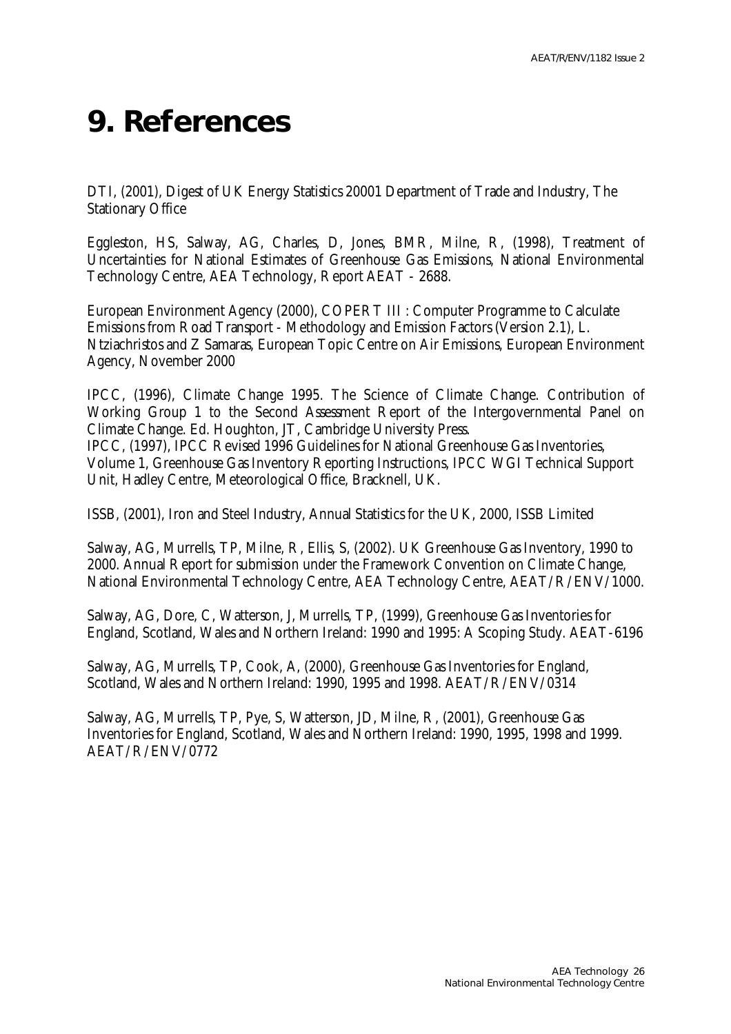# 9. References

DTI, (2001), Digest of UK Energy Statistics 20001 Department of Trade and Industry, The Stationary Office

Eggleston, HS, Salway, AG, Charles, D, Jones, BMR, Milne, R, (1998), Treatment of Uncertainties for National Estimates of Greenhouse Gas Emissions, National Environmental Technology Centre, AEA Technology, Report AEAT - 2688.

European Environment Agency (2000), COPERT III : Computer Programme to Calculate Emissions from Road Transport - Methodology and Emission Factors (Version 2.1), L. Ntziachristos and Z Samaras, European Topic Centre on Air Emissions, European Environment Agency, November 2000

IPCC, (1996), Climate Change 1995. The Science of Climate Change. Contribution of Working Group 1 to the Second Assessment Report of the Intergovernmental Panel on Climate Change. Ed. Houghton, JT, Cambridge University Press.
IPCC, (1997), IPCC Revised 1996 Guidelines for National Greenhouse Gas Inventories, Volume 1, Greenhouse Gas Inventory Reporting Instructions, IPCC WGI Technical Support Unit, Hadley Centre, Meteorological Office, Bracknell, UK.

ISSB, (2001), Iron and Steel Industry, Annual Statistics for the UK, 2000, ISSB Limited

Salway, AG, Murrells, TP, Milne, R, Ellis, S, (2002). UK Greenhouse Gas Inventory, 1990 to 2000. Annual Report for submission under the Framework Convention on Climate Change, National Environmental Technology Centre, AEA Technology Centre, AEAT/R/ENV/1000.

Salway, AG, Dore, C, Watterson, J, Murrells, TP, (1999), Greenhouse Gas Inventories for England, Scotland, Wales and Northern Ireland: 1990 and 1995: A Scoping Study. AEAT-6196

Salway, AG, Murrells, TP, Cook, A, (2000), Greenhouse Gas Inventories for England, Scotland, Wales and Northern Ireland: 1990, 1995 and 1998. AEAT/R/ENV/0314

Salway, AG, Murrells, TP, Pye, S, Watterson, JD, Milne, R, (2001), Greenhouse Gas Inventories for England, Scotland, Wales and Northern Ireland: 1990, 1995, 1998 and 1999. AEAT/R/ENV/0772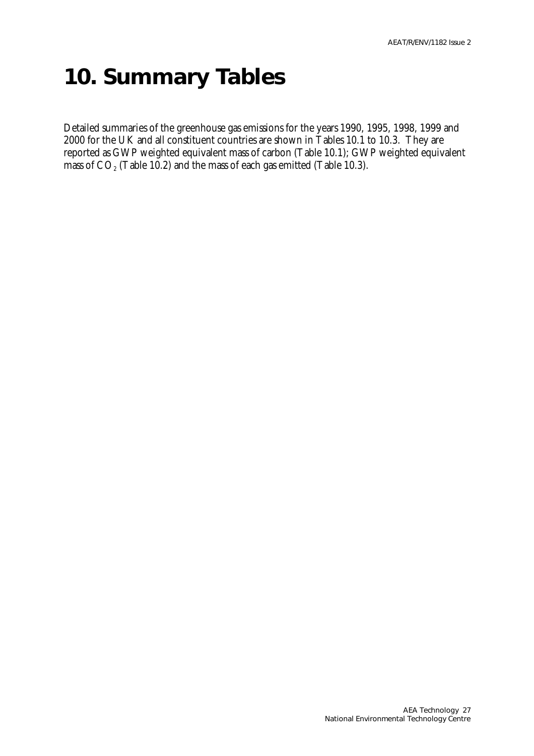# 10. Summary Tables

Detailed summaries of the greenhouse gas emissions for the years 1990, 1995, 1998, 1999 and 2000 for the UK and all constituent countries are shown in Tables 10.1 to 10.3. They are reported as GWP weighted equivalent mass of carbon (Table 10.1); GWP weighted equivalent mass of $CO_2$ (Table 10.2) and the mass of each gas emitted (Table 10.3).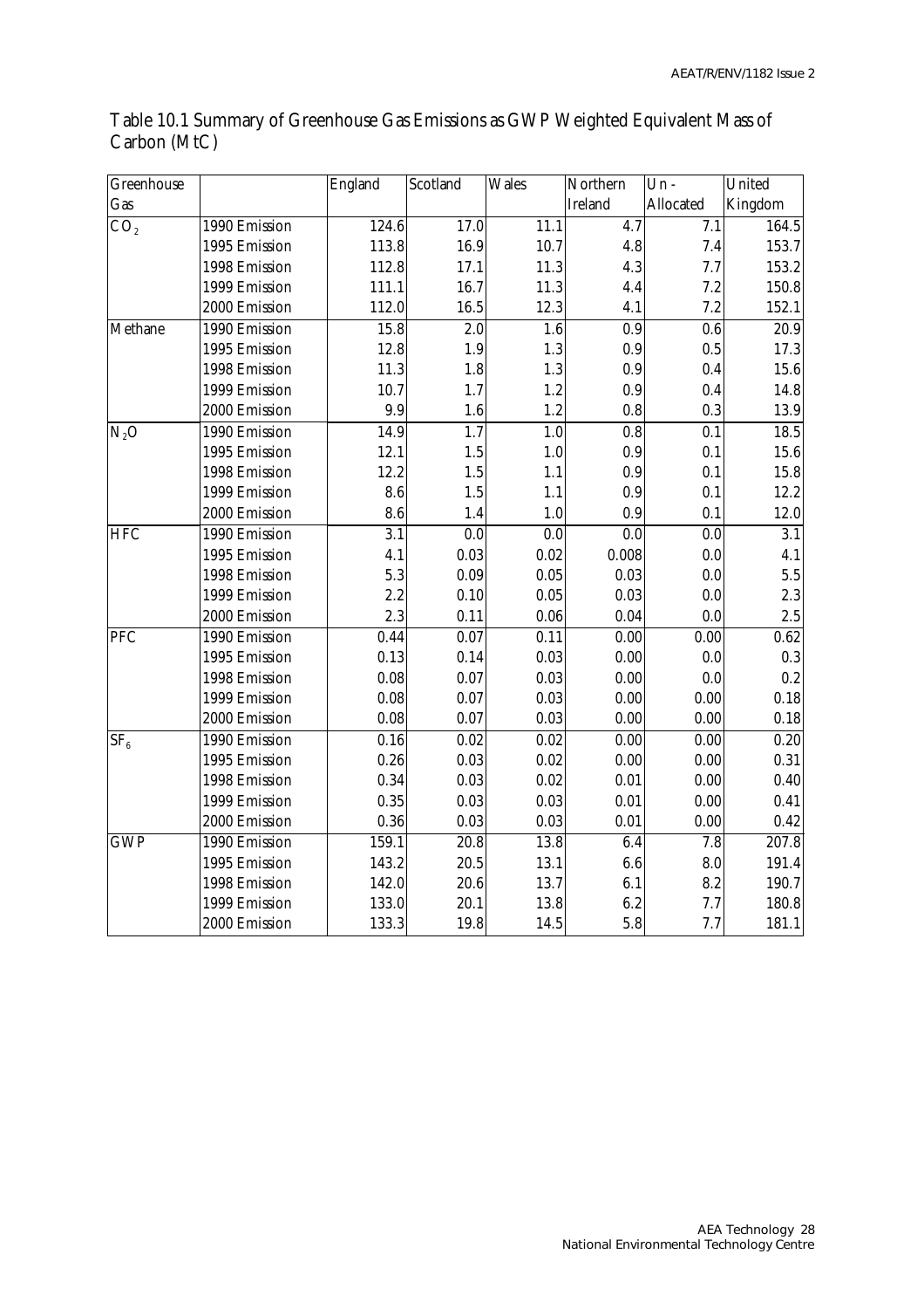Table 10.1 Summary of Greenhouse Gas Emissions as GWP Weighted Equivalent Mass of Carbon (MtC)

| Greenhouse Gas | | England | Scotland | Wales | Northern Ireland | Un - Allocated | United Kingdom |
|---|---|---|---|---|---|---|---|
| $CO_2$ | 1990 Emission | 124.6 | 17.0 | 11.1 | 4.7 | 7.1 | 164.5 |
| | 1995 Emission | 113.8 | 16.9 | 10.7 | 4.8 | 7.4 | 153.7 |
| | 1998 Emission | 112.8 | 17.1 | 11.3 | 4.3 | 7.7 | 153.2 |
| | 1999 Emission | 111.1 | 16.7 | 11.3 | 4.4 | 7.2 | 150.8 |
| | 2000 Emission | 112.0 | 16.5 | 12.3 | 4.1 | 7.2 | 152.1 |
| Methane | 1990 Emission | 15.8 | 2.0 | 1.6 | 0.9 | 0.6 | 20.9 |
| | 1995 Emission | 12.8 | 1.9 | 1.3 | 0.9 | 0.5 | 17.3 |
| | 1998 Emission | 11.3 | 1.8 | 1.3 | 0.9 | 0.4 | 15.6 |
| | 1999 Emission | 10.7 | 1.7 | 1.2 | 0.9 | 0.4 | 14.8 |
| | 2000 Emission | 9.9 | 1.6 | 1.2 | 0.8 | 0.3 | 13.9 |
| $N_2O$ | 1990 Emission | 14.9 | 1.7 | 1.0 | 0.8 | 0.1 | 18.5 |
| | 1995 Emission | 12.1 | 1.5 | 1.0 | 0.9 | 0.1 | 15.6 |
| | 1998 Emission | 12.2 | 1.5 | 1.1 | 0.9 | 0.1 | 15.8 |
| | 1999 Emission | 8.6 | 1.5 | 1.1 | 0.9 | 0.1 | 12.2 |
| | 2000 Emission | 8.6 | 1.4 | 1.0 | 0.9 | 0.1 | 12.0 |
| HFC | 1990 Emission | 3.1 | 0.0 | 0.0 | 0.0 | 0.0 | 3.1 |
| | 1995 Emission | 4.1 | 0.03 | 0.02 | 0.008 | 0.0 | 4.1 |
| | 1998 Emission | 5.3 | 0.09 | 0.05 | 0.03 | 0.0 | 5.5 |
| | 1999 Emission | 2.2 | 0.10 | 0.05 | 0.03 | 0.0 | 2.3 |
| | 2000 Emission | 2.3 | 0.11 | 0.06 | 0.04 | 0.0 | 2.5 |
| PFC | 1990 Emission | 0.44 | 0.07 | 0.11 | 0.00 | 0.00 | 0.62 |
| | 1995 Emission | 0.13 | 0.14 | 0.03 | 0.00 | 0.0 | 0.3 |
| | 1998 Emission | 0.08 | 0.07 | 0.03 | 0.00 | 0.0 | 0.2 |
| | 1999 Emission | 0.08 | 0.07 | 0.03 | 0.00 | 0.00 | 0.18 |
| | 2000 Emission | 0.08 | 0.07 | 0.03 | 0.00 | 0.00 | 0.18 |
| $SF_6$ | 1990 Emission | 0.16 | 0.02 | 0.02 | 0.00 | 0.00 | 0.20 |
| | 1995 Emission | 0.26 | 0.03 | 0.02 | 0.00 | 0.00 | 0.31 |
| | 1998 Emission | 0.34 | 0.03 | 0.02 | 0.01 | 0.00 | 0.40 |
| | 1999 Emission | 0.35 | 0.03 | 0.03 | 0.01 | 0.00 | 0.41 |
| | 2000 Emission | 0.36 | 0.03 | 0.03 | 0.01 | 0.00 | 0.42 |
| GWP | 1990 Emission | 159.1 | 20.8 | 13.8 | 6.4 | 7.8 | 207.8 |
| | 1995 Emission | 143.2 | 20.5 | 13.1 | 6.6 | 8.0 | 191.4 |
| | 1998 Emission | 142.0 | 20.6 | 13.7 | 6.1 | 8.2 | 190.7 |
| | 1999 Emission | 133.0 | 20.1 | 13.8 | 6.2 | 7.7 | 180.8 |
| | 2000 Emission | 133.3 | 19.8 | 14.5 | 5.8 | 7.7 | 181.1 |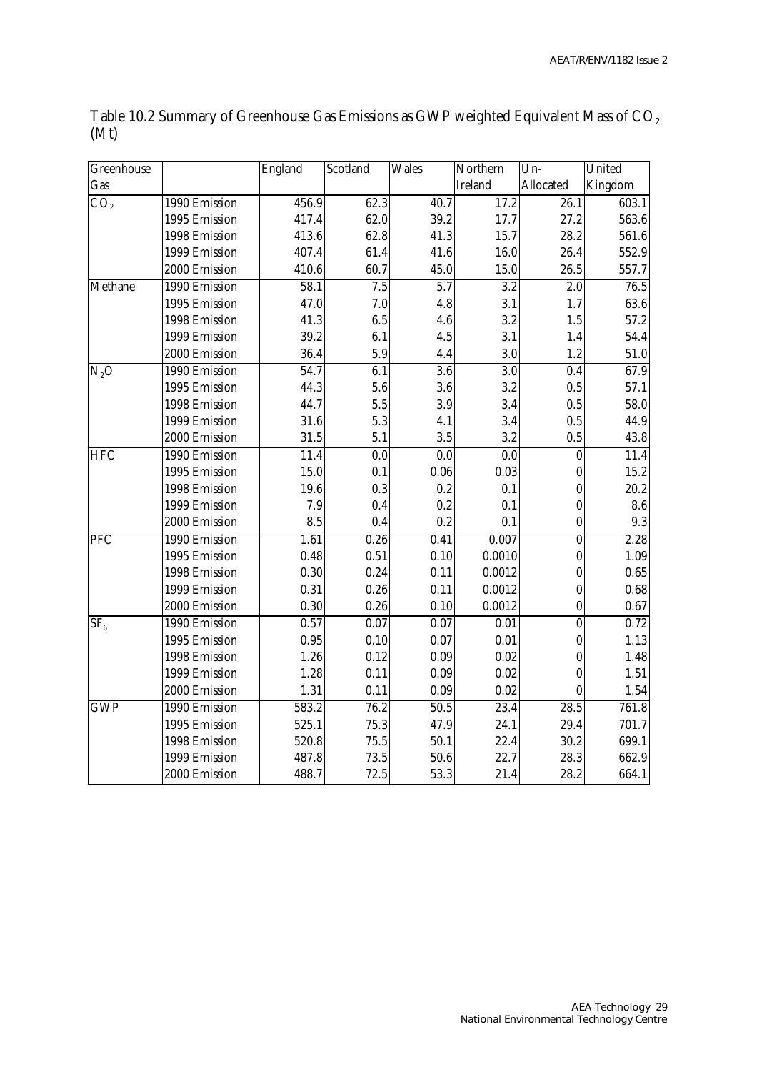Table 10.2 Summary of Greenhouse Gas Emissions as GWP weighted Equivalent Mass of $CO_2$ (Mt)

| Greenhouse Gas | | England | Scotland | Wales | Northern Ireland | Un-Allocated | United Kingdom |
|---|---|---|---|---|---|---|---|
| $CO_2$ | 1990 Emission | 456.9 | 62.3 | 40.7 | 17.2 | 26.1 | 603.1 |
| | 1995 Emission | 417.4 | 62.0 | 39.2 | 17.7 | 27.2 | 563.6 |
| | 1998 Emission | 413.6 | 62.8 | 41.3 | 15.7 | 28.2 | 561.6 |
| | 1999 Emission | 407.4 | 61.4 | 41.6 | 16.0 | 26.4 | 552.9 |
| | 2000 Emission | 410.6 | 60.7 | 45.0 | 15.0 | 26.5 | 557.7 |
| Methane | 1990 Emission | 58.1 | 7.5 | 5.7 | 3.2 | 2.0 | 76.5 |
| | 1995 Emission | 47.0 | 7.0 | 4.8 | 3.1 | 1.7 | 63.6 |
| | 1998 Emission | 41.3 | 6.5 | 4.6 | 3.2 | 1.5 | 57.2 |
| | 1999 Emission | 39.2 | 6.1 | 4.5 | 3.1 | 1.4 | 54.4 |
| | 2000 Emission | 36.4 | 5.9 | 4.4 | 3.0 | 1.2 | 51.0 |
| $N_2O$ | 1990 Emission | 54.7 | 6.1 | 3.6 | 3.0 | 0.4 | 67.9 |
| | 1995 Emission | 44.3 | 5.6 | 3.6 | 3.2 | 0.5 | 57.1 |
| | 1998 Emission | 44.7 | 5.5 | 3.9 | 3.4 | 0.5 | 58.0 |
| | 1999 Emission | 31.6 | 5.3 | 4.1 | 3.4 | 0.5 | 44.9 |
| | 2000 Emission | 31.5 | 5.1 | 3.5 | 3.2 | 0.5 | 43.8 |
| HFC | 1990 Emission | 11.4 | 0.0 | 0.0 | 0.0 | 0 | 11.4 |
| | 1995 Emission | 15.0 | 0.1 | 0.06 | 0.03 | 0 | 15.2 |
| | 1998 Emission | 19.6 | 0.3 | 0.2 | 0.1 | 0 | 20.2 |
| | 1999 Emission | 7.9 | 0.4 | 0.2 | 0.1 | 0 | 8.6 |
| | 2000 Emission | 8.5 | 0.4 | 0.2 | 0.1 | 0 | 9.3 |
| PFC | 1990 Emission | 1.61 | 0.26 | 0.41 | 0.007 | 0 | 2.28 |
| | 1995 Emission | 0.48 | 0.51 | 0.10 | 0.0010 | 0 | 1.09 |
| | 1998 Emission | 0.30 | 0.24 | 0.11 | 0.0012 | 0 | 0.65 |
| | 1999 Emission | 0.31 | 0.26 | 0.11 | 0.0012 | 0 | 0.68 |
| | 2000 Emission | 0.30 | 0.26 | 0.10 | 0.0012 | 0 | 0.67 |
| $SF_6$ | 1990 Emission | 0.57 | 0.07 | 0.07 | 0.01 | 0 | 0.72 |
| | 1995 Emission | 0.95 | 0.10 | 0.07 | 0.01 | 0 | 1.13 |
| | 1998 Emission | 1.26 | 0.12 | 0.09 | 0.02 | 0 | 1.48 |
| | 1999 Emission | 1.28 | 0.11 | 0.09 | 0.02 | 0 | 1.51 |
| | 2000 Emission | 1.31 | 0.11 | 0.09 | 0.02 | 0 | 1.54 |
| GWP | 1990 Emission | 583.2 | 76.2 | 50.5 | 23.4 | 28.5 | 761.8 |
| | 1995 Emission | 525.1 | 75.3 | 47.9 | 24.1 | 29.4 | 701.7 |
| | 1998 Emission | 520.8 | 75.5 | 50.1 | 22.4 | 30.2 | 699.1 |
| | 1999 Emission | 487.8 | 73.5 | 50.6 | 22.7 | 28.3 | 662.9 |
| | 2000 Emission | 488.7 | 72.5 | 53.3 | 21.4 | 28.2 | 664.1 |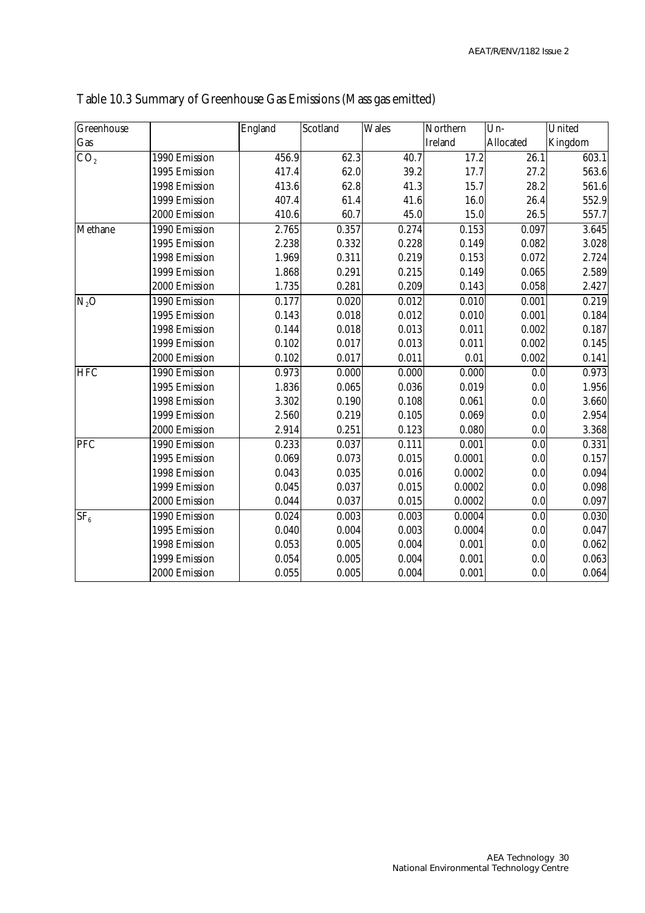# Table 10.3 Summary of Greenhouse Gas Emissions (Mass gas emitted)

| Greenhouse Gas | | England | Scotland | Wales | Northern Ireland | Un-Allocated | United Kingdom |
|---|---|---|---|---|---|---|---|
| $CO_2$ | 1990 Emission | 456.9 | 62.3 | 40.7 | 17.2 | 26.1 | 603.1 |
| | 1995 Emission | 417.4 | 62.0 | 39.2 | 17.7 | 27.2 | 563.6 |
| | 1998 Emission | 413.6 | 62.8 | 41.3 | 15.7 | 28.2 | 561.6 |
| | 1999 Emission | 407.4 | 61.4 | 41.6 | 16.0 | 26.4 | 552.9 |
| | 2000 Emission | 410.6 | 60.7 | 45.0 | 15.0 | 26.5 | 557.7 |
| Methane | 1990 Emission | 2.765 | 0.357 | 0.274 | 0.153 | 0.097 | 3.645 |
| | 1995 Emission | 2.238 | 0.332 | 0.228 | 0.149 | 0.082 | 3.028 |
| | 1998 Emission | 1.969 | 0.311 | 0.219 | 0.153 | 0.072 | 2.724 |
| | 1999 Emission | 1.868 | 0.291 | 0.215 | 0.149 | 0.065 | 2.589 |
| | 2000 Emission | 1.735 | 0.281 | 0.209 | 0.143 | 0.058 | 2.427 |
| $N_2O$ | 1990 Emission | 0.177 | 0.020 | 0.012 | 0.010 | 0.001 | 0.219 |
| | 1995 Emission | 0.143 | 0.018 | 0.012 | 0.010 | 0.001 | 0.184 |
| | 1998 Emission | 0.144 | 0.018 | 0.013 | 0.011 | 0.002 | 0.187 |
| | 1999 Emission | 0.102 | 0.017 | 0.013 | 0.011 | 0.002 | 0.145 |
| | 2000 Emission | 0.102 | 0.017 | 0.011 | 0.01 | 0.002 | 0.141 |
| HFC | 1990 Emission | 0.973 | 0.000 | 0.000 | 0.000 | 0.0 | 0.973 |
| | 1995 Emission | 1.836 | 0.065 | 0.036 | 0.019 | 0.0 | 1.956 |
| | 1998 Emission | 3.302 | 0.190 | 0.108 | 0.061 | 0.0 | 3.660 |
| | 1999 Emission | 2.560 | 0.219 | 0.105 | 0.069 | 0.0 | 2.954 |
| | 2000 Emission | 2.914 | 0.251 | 0.123 | 0.080 | 0.0 | 3.368 |
| PFC | 1990 Emission | 0.233 | 0.037 | 0.111 | 0.001 | 0.0 | 0.331 |
| | 1995 Emission | 0.069 | 0.073 | 0.015 | 0.0001 | 0.0 | 0.157 |
| | 1998 Emission | 0.043 | 0.035 | 0.016 | 0.0002 | 0.0 | 0.094 |
| | 1999 Emission | 0.045 | 0.037 | 0.015 | 0.0002 | 0.0 | 0.098 |
| | 2000 Emission | 0.044 | 0.037 | 0.015 | 0.0002 | 0.0 | 0.097 |
| $SF_6$ | 1990 Emission | 0.024 | 0.003 | 0.003 | 0.0004 | 0.0 | 0.030 |
| | 1995 Emission | 0.040 | 0.004 | 0.003 | 0.0004 | 0.0 | 0.047 |
| | 1998 Emission | 0.053 | 0.005 | 0.004 | 0.001 | 0.0 | 0.062 |
| | 1999 Emission | 0.054 | 0.005 | 0.004 | 0.001 | 0.0 | 0.063 |
| | 2000 Emission | 0.055 | 0.005 | 0.004 | 0.001 | 0.0 | 0.064 |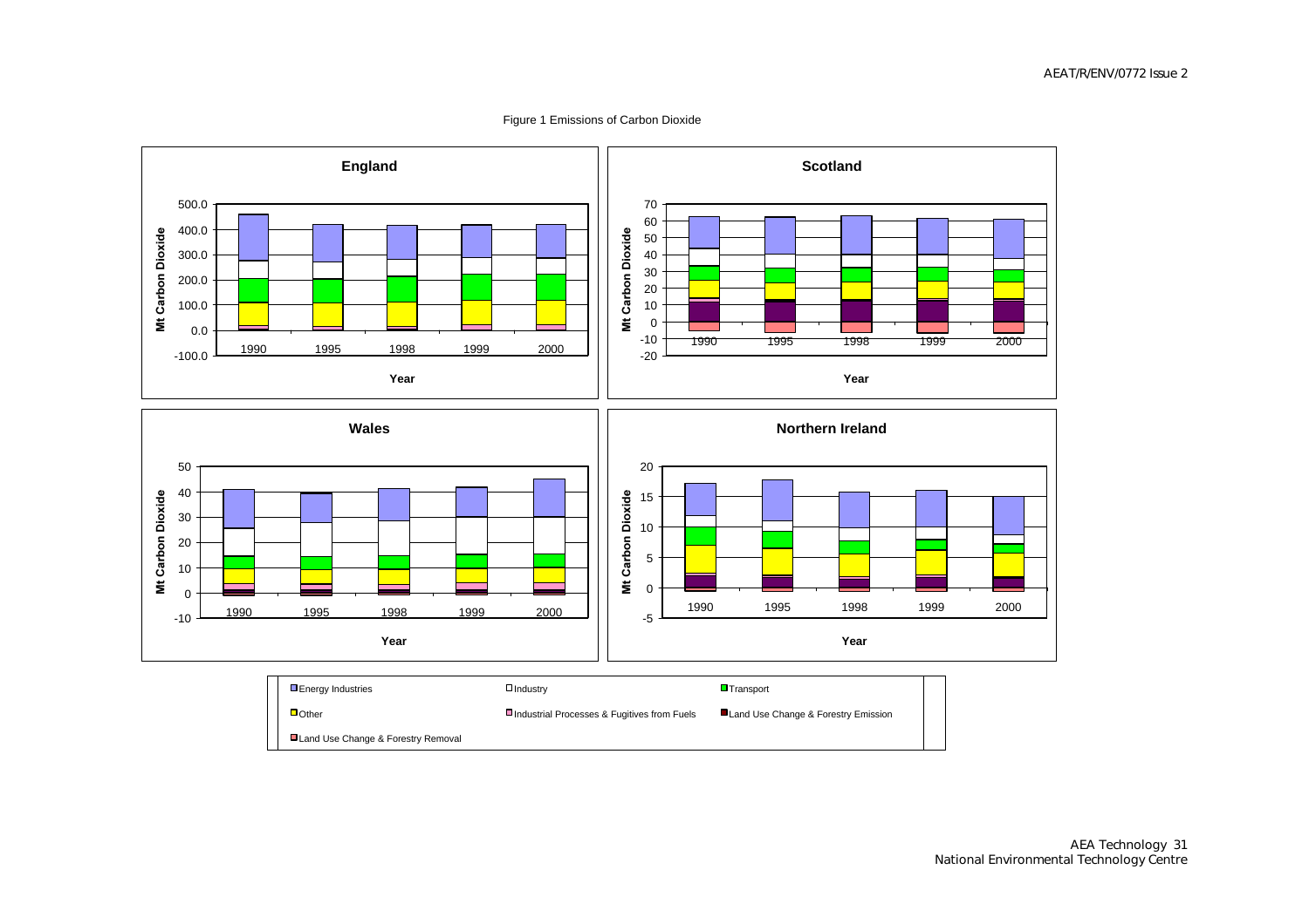Figure 1 Emissions of Carbon Dioxide

**England**

**Scotland**

**Wales**

**Northern Ireland**

Mt Carbon Dioxide

Year

1990 1995 1998 1999 2000

Energy Industries | Industry | Transport | Other | Industrial Processes & Fugitives from Fuels | Land Use Change & Forestry Emission | Land Use Change & Forestry Removal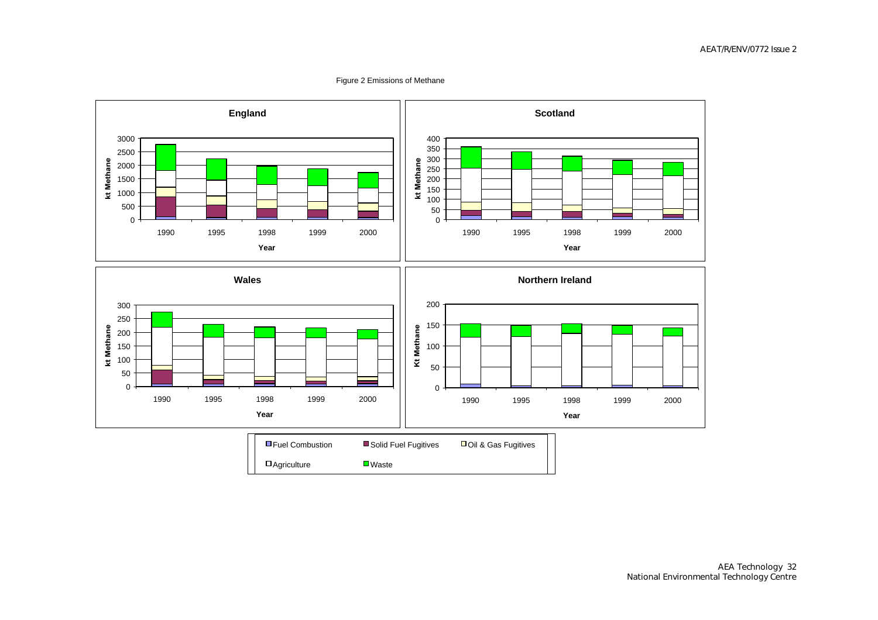Figure 2 Emissions of Methane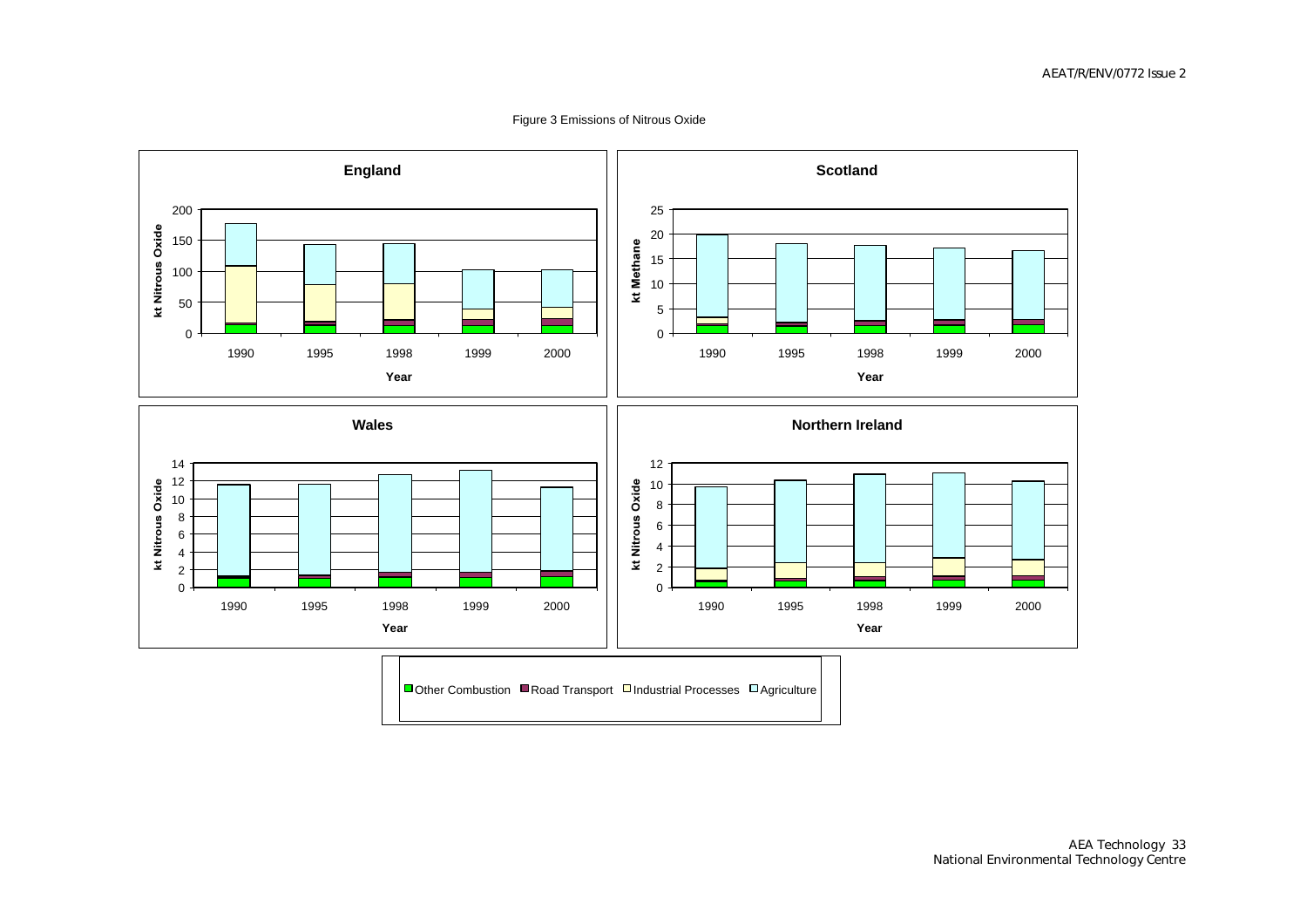Figure 3 Emissions of Nitrous Oxide

**England**

kt Nitrous Oxide

Year: 1990, 1995, 1998, 1999, 2000

**Scotland**

kt Methane

Year: 1990, 1995, 1998, 1999, 2000

**Wales**

kt Nitrous Oxide

Year: 1990, 1995, 1998, 1999, 2000

**Northern Ireland**

kt Nitrous Oxide

Year: 1990, 1995, 1998, 1999, 2000

Other Combustion | Road Transport | Industrial Processes | Agriculture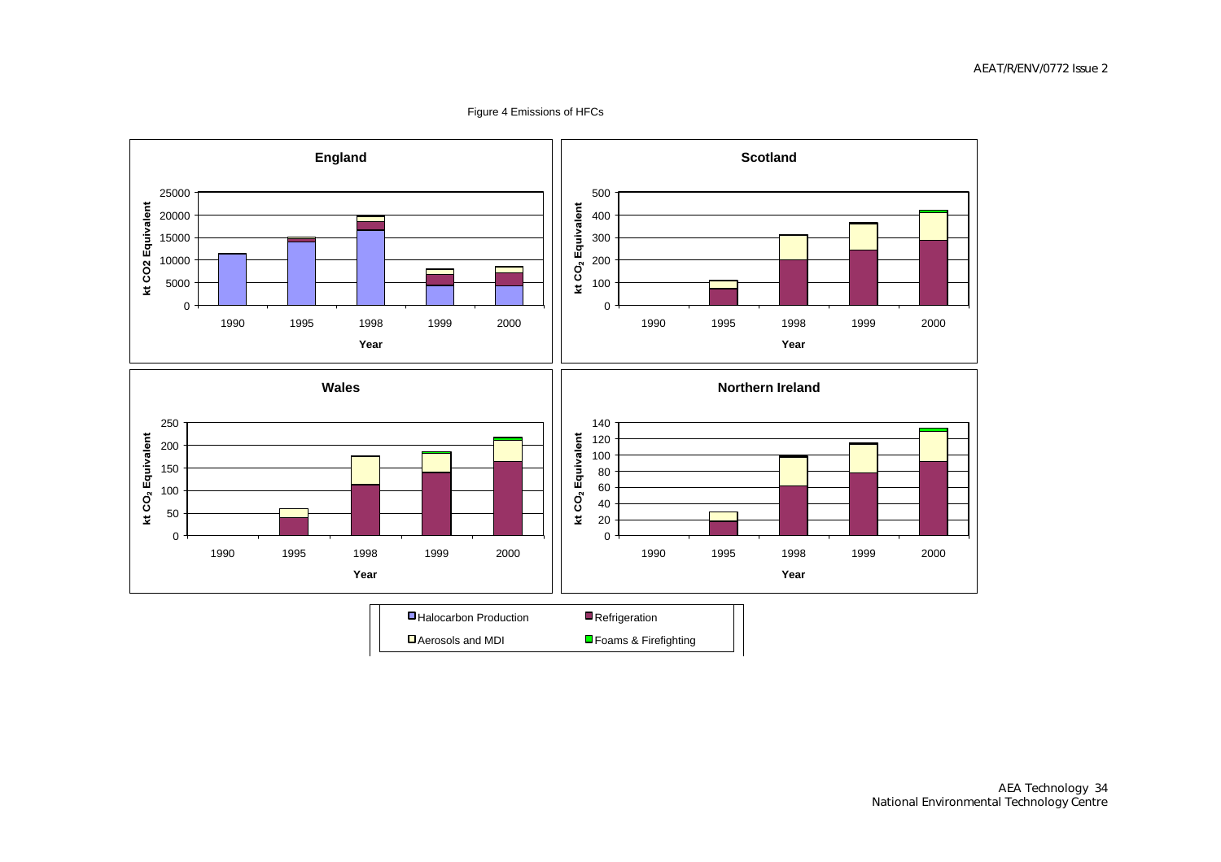Figure 4 Emissions of HFCs

**England**

**Scotland**

**Wales**

**Northern Ireland**

Halocarbon Production | Refrigeration | Aerosols and MDI | Foams & Firefighting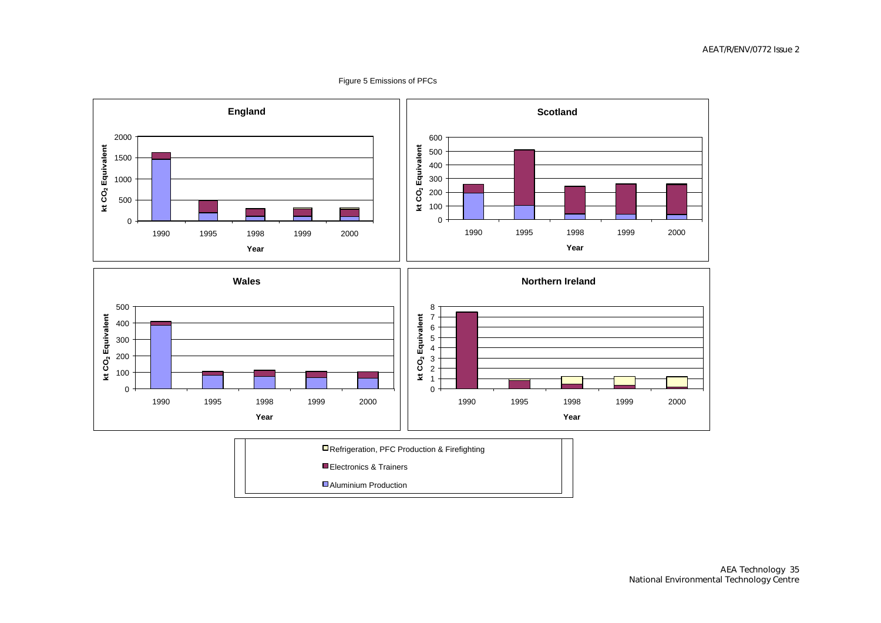Figure 5 Emissions of PFCs

**England**

**Scotland**

**Wales**

**Northern Ireland**

Refrigeration, PFC Production & Firefighting

Electronics & Trainers

Aluminium Production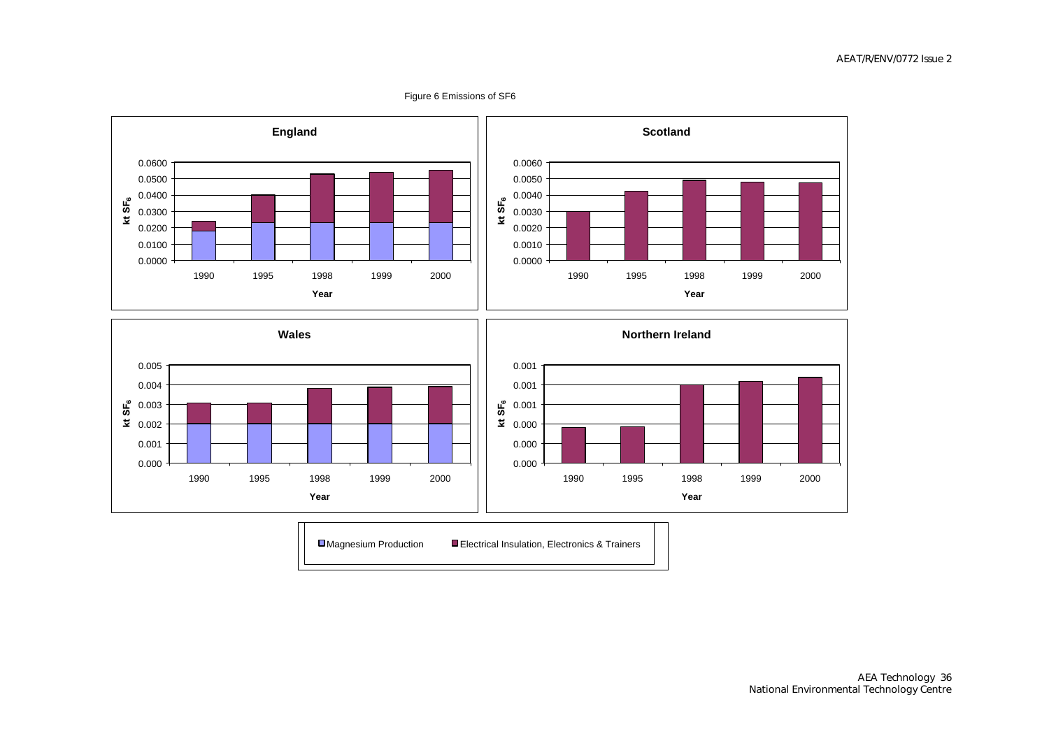Figure 6 Emissions of SF6

**England**

| Year | 1990 | 1995 | 1998 | 1999 | 2000 |
|---|---|---|---|---|---|

Y-axis: kt $SF_6$ (0.0000 – 0.0600); X-axis: Year

**Scotland**

Y-axis: kt $SF_6$ (0.0000 – 0.0060); X-axis: Year (1990, 1995, 1998, 1999, 2000)

**Wales**

Y-axis: kt $SF_6$ (0.000 – 0.005); X-axis: Year (1990, 1995, 1998, 1999, 2000)

**Northern Ireland**

Y-axis: kt $SF_6$ (0.000 – 0.001); X-axis: Year (1990, 1995, 1998, 1999, 2000)

Legend: Magnesium Production; Electrical Insulation, Electronics & Trainers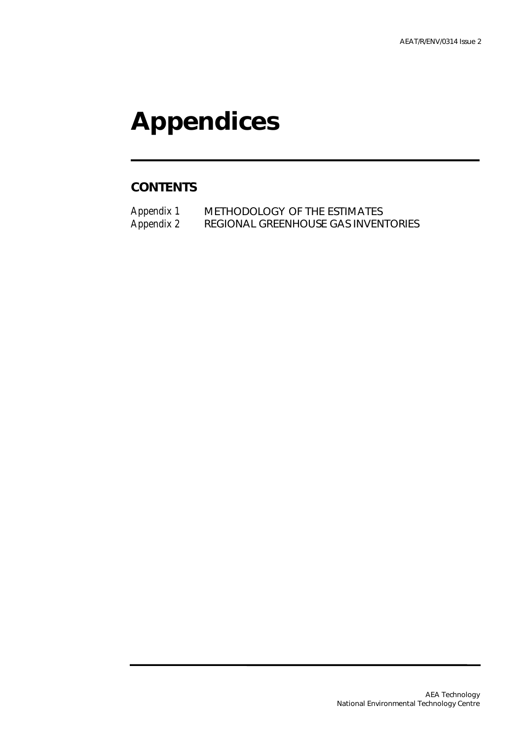# Appendices

## CONTENTS

*Appendix 1* METHODOLOGY OF THE ESTIMATES
*Appendix 2* REGIONAL GREENHOUSE GAS INVENTORIES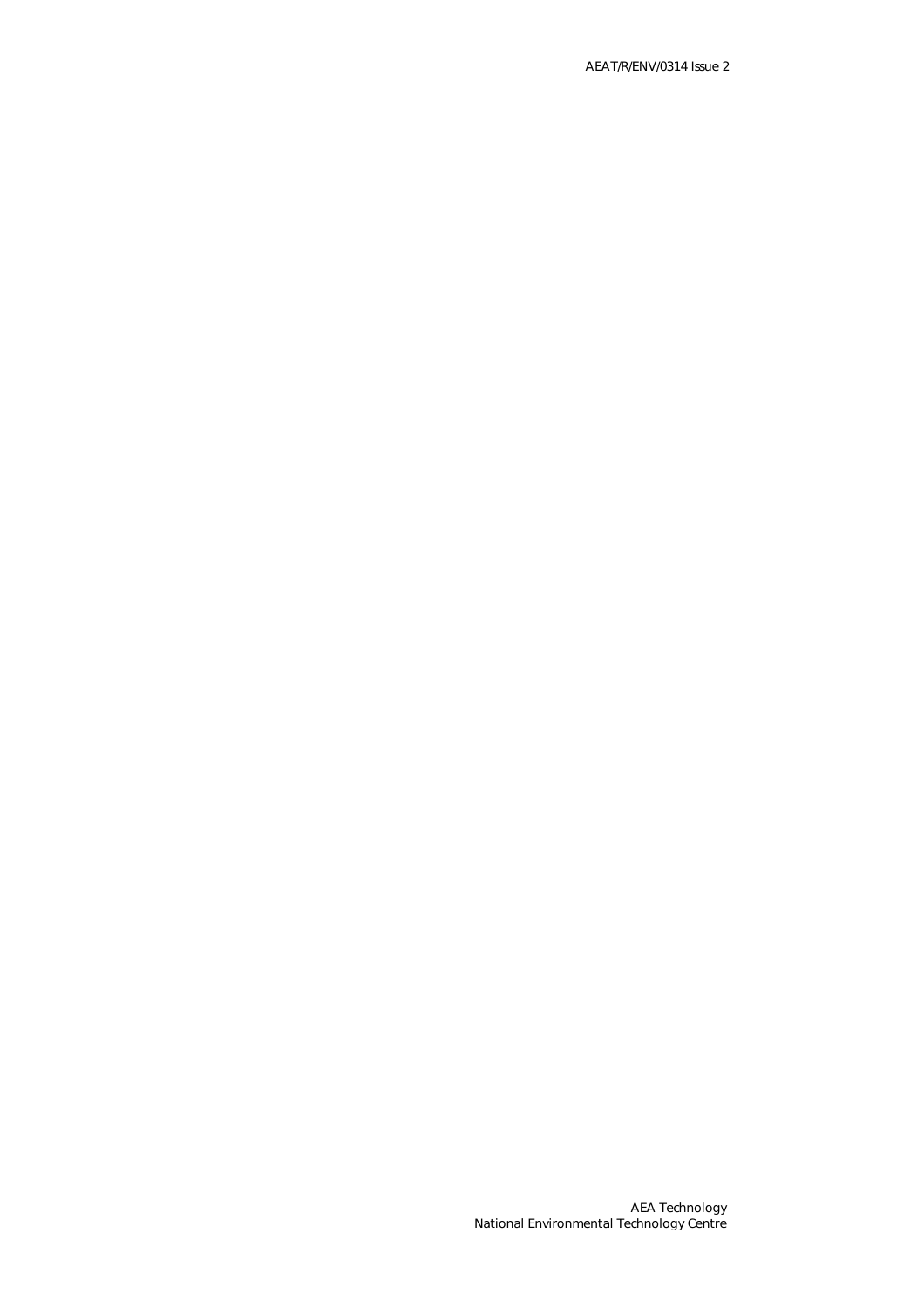AEA Technology
National Environmental Technology Centre